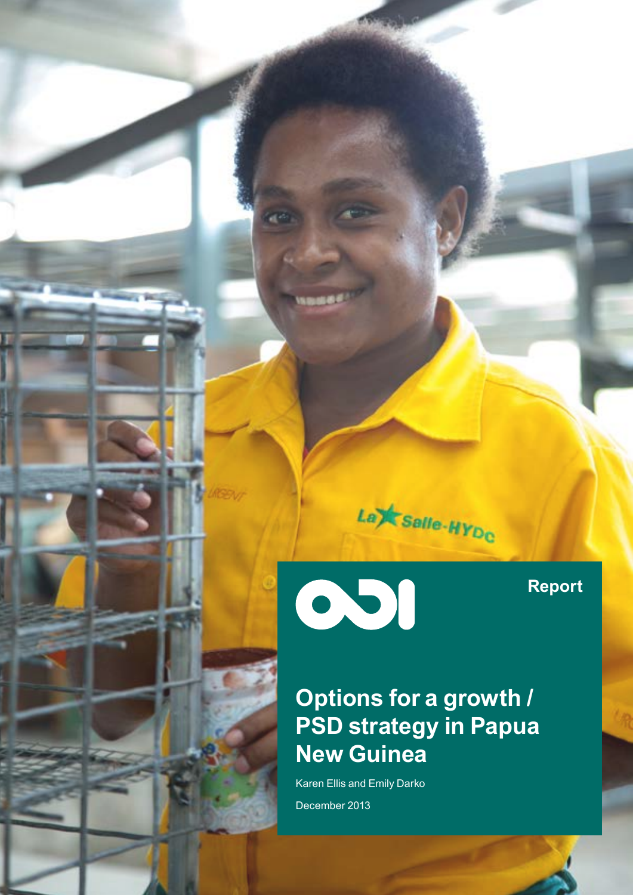Report

# Options for a growth / PSD strategy in Papua New Guinea

Karen Ellis and Emily Darko

December 2013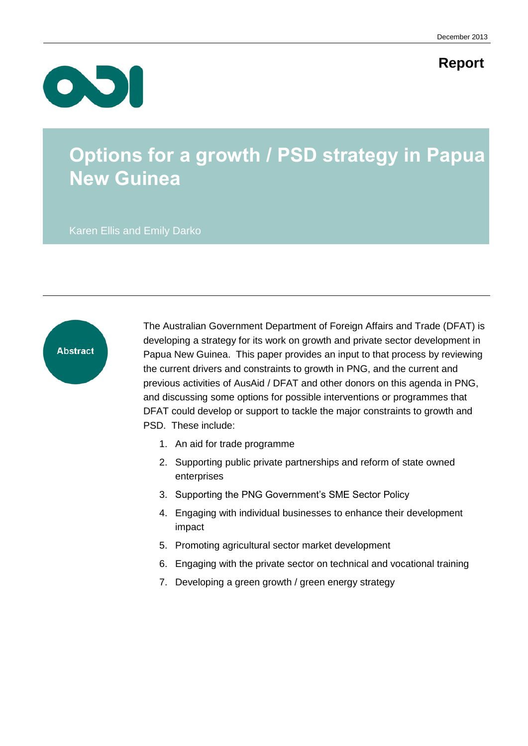December 2013

**Report**

# Options for a growth / PSD strategy in Papua New Guinea

Karen Ellis and Emily Darko

**Abstract**

The Australian Government Department of Foreign Affairs and Trade (DFAT) is developing a strategy for its work on growth and private sector development in Papua New Guinea. This paper provides an input to that process by reviewing the current drivers and constraints to growth in PNG, and the current and previous activities of AusAid / DFAT and other donors on this agenda in PNG, and discussing some options for possible interventions or programmes that DFAT could develop or support to tackle the major constraints to growth and PSD. These include:

1. An aid for trade programme
2. Supporting public private partnerships and reform of state owned enterprises
3. Supporting the PNG Government's SME Sector Policy
4. Engaging with individual businesses to enhance their development impact
5. Promoting agricultural sector market development
6. Engaging with the private sector on technical and vocational training
7. Developing a green growth / green energy strategy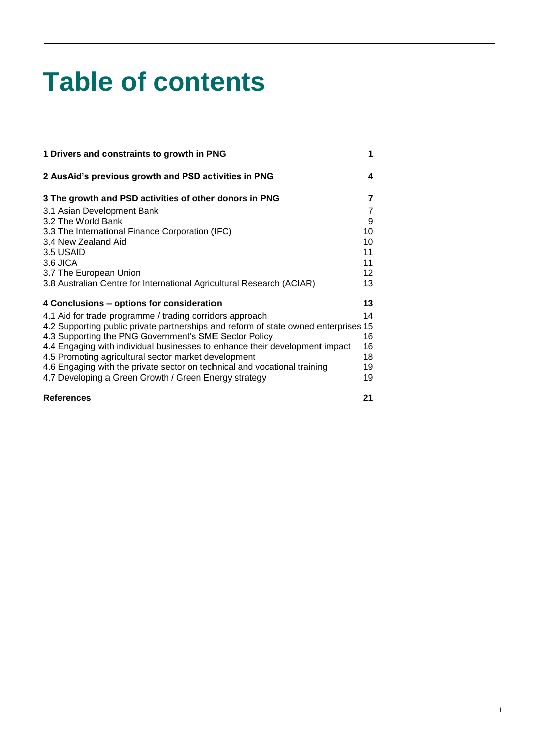# Table of contents

| | |
|---|---|
| **1 Drivers and constraints to growth in PNG** | **1** |
| **2 AusAid's previous growth and PSD activities in PNG** | **4** |
| **3 The growth and PSD activities of other donors in PNG** | **7** |
| 3.1 Asian Development Bank | 7 |
| 3.2 The World Bank | 9 |
| 3.3 The International Finance Corporation (IFC) | 10 |
| 3.4 New Zealand Aid | 10 |
| 3.5 USAID | 11 |
| 3.6 JICA | 11 |
| 3.7 The European Union | 12 |
| 3.8 Australian Centre for International Agricultural Research (ACIAR) | 13 |
| **4 Conclusions – options for consideration** | **13** |
| 4.1 Aid for trade programme / trading corridors approach | 14 |
| 4.2 Supporting public private partnerships and reform of state owned enterprises | 15 |
| 4.3 Supporting the PNG Government's SME Sector Policy | 16 |
| 4.4 Engaging with individual businesses to enhance their development impact | 16 |
| 4.5 Promoting agricultural sector market development | 18 |
| 4.6 Engaging with the private sector on technical and vocational training | 19 |
| 4.7 Developing a Green Growth / Green Energy strategy | 19 |
| **References** | **21** |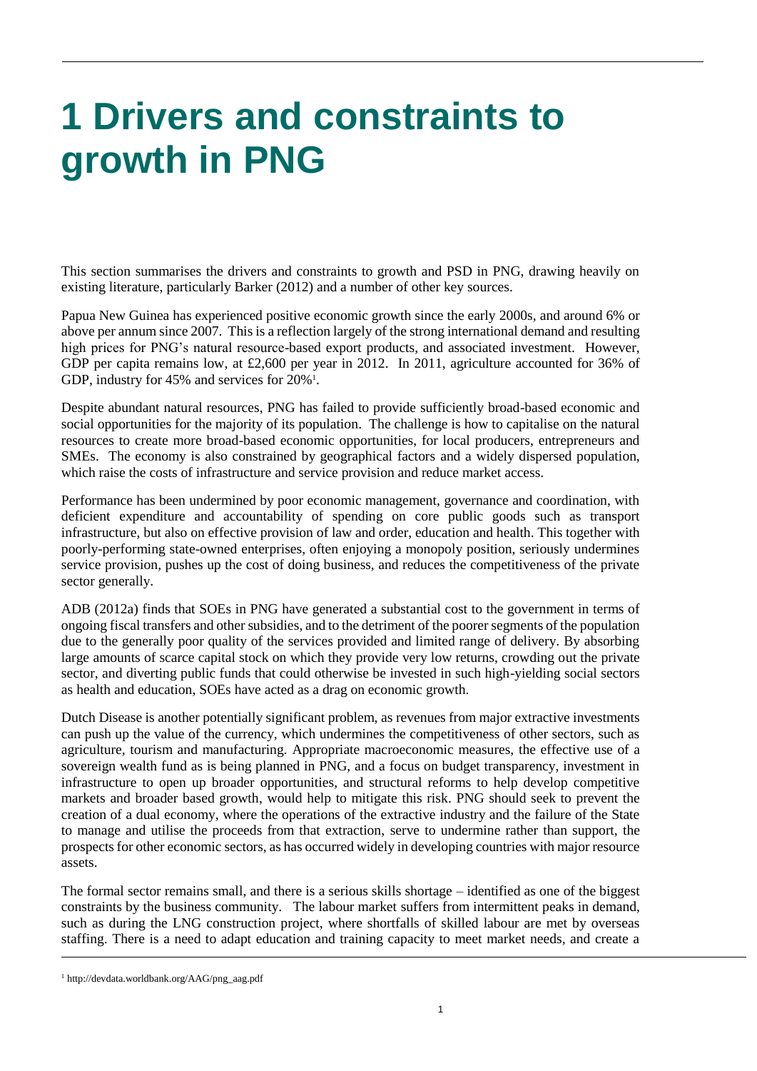# 1 Drivers and constraints to growth in PNG

This section summarises the drivers and constraints to growth and PSD in PNG, drawing heavily on existing literature, particularly Barker (2012) and a number of other key sources.

Papua New Guinea has experienced positive economic growth since the early 2000s, and around 6% or above per annum since 2007. This is a reflection largely of the strong international demand and resulting high prices for PNG's natural resource-based export products, and associated investment. However, GDP per capita remains low, at £2,600 per year in 2012. In 2011, agriculture accounted for 36% of GDP, industry for 45% and services for 20%[1].

Despite abundant natural resources, PNG has failed to provide sufficiently broad-based economic and social opportunities for the majority of its population. The challenge is how to capitalise on the natural resources to create more broad-based economic opportunities, for local producers, entrepreneurs and SMEs. The economy is also constrained by geographical factors and a widely dispersed population, which raise the costs of infrastructure and service provision and reduce market access.

Performance has been undermined by poor economic management, governance and coordination, with deficient expenditure and accountability of spending on core public goods such as transport infrastructure, but also on effective provision of law and order, education and health. This together with poorly-performing state-owned enterprises, often enjoying a monopoly position, seriously undermines service provision, pushes up the cost of doing business, and reduces the competitiveness of the private sector generally.

ADB (2012a) finds that SOEs in PNG have generated a substantial cost to the government in terms of ongoing fiscal transfers and other subsidies, and to the detriment of the poorer segments of the population due to the generally poor quality of the services provided and limited range of delivery. By absorbing large amounts of scarce capital stock on which they provide very low returns, crowding out the private sector, and diverting public funds that could otherwise be invested in such high-yielding social sectors as health and education, SOEs have acted as a drag on economic growth.

Dutch Disease is another potentially significant problem, as revenues from major extractive investments can push up the value of the currency, which undermines the competitiveness of other sectors, such as agriculture, tourism and manufacturing. Appropriate macroeconomic measures, the effective use of a sovereign wealth fund as is being planned in PNG, and a focus on budget transparency, investment in infrastructure to open up broader opportunities, and structural reforms to help develop competitive markets and broader based growth, would help to mitigate this risk. PNG should seek to prevent the creation of a dual economy, where the operations of the extractive industry and the failure of the State to manage and utilise the proceeds from that extraction, serve to undermine rather than support, the prospects for other economic sectors, as has occurred widely in developing countries with major resource assets.

The formal sector remains small, and there is a serious skills shortage – identified as one of the biggest constraints by the business community. The labour market suffers from intermittent peaks in demand, such as during the LNG construction project, where shortfalls of skilled labour are met by overseas staffing. There is a need to adapt education and training capacity to meet market needs, and create a

[1] http://devdata.worldbank.org/AAG/png_aag.pdf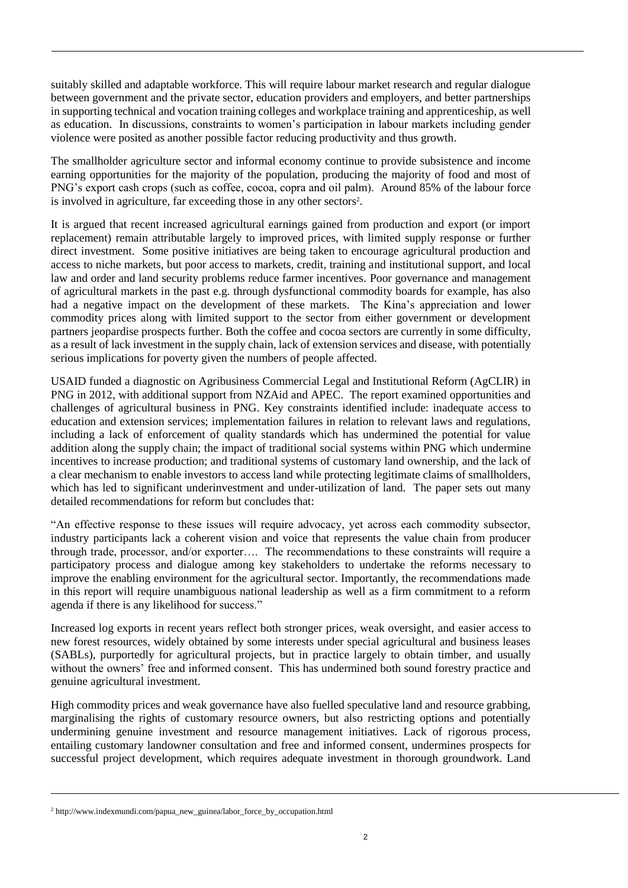suitably skilled and adaptable workforce. This will require labour market research and regular dialogue between government and the private sector, education providers and employers, and better partnerships in supporting technical and vocation training colleges and workplace training and apprenticeship, as well as education. In discussions, constraints to women's participation in labour markets including gender violence were posited as another possible factor reducing productivity and thus growth.

The smallholder agriculture sector and informal economy continue to provide subsistence and income earning opportunities for the majority of the population, producing the majority of food and most of PNG's export cash crops (such as coffee, cocoa, copra and oil palm). Around 85% of the labour force is involved in agriculture, far exceeding those in any other sectors[2].

It is argued that recent increased agricultural earnings gained from production and export (or import replacement) remain attributable largely to improved prices, with limited supply response or further direct investment. Some positive initiatives are being taken to encourage agricultural production and access to niche markets, but poor access to markets, credit, training and institutional support, and local law and order and land security problems reduce farmer incentives. Poor governance and management of agricultural markets in the past e.g. through dysfunctional commodity boards for example, has also had a negative impact on the development of these markets. The Kina's appreciation and lower commodity prices along with limited support to the sector from either government or development partners jeopardise prospects further. Both the coffee and cocoa sectors are currently in some difficulty, as a result of lack investment in the supply chain, lack of extension services and disease, with potentially serious implications for poverty given the numbers of people affected.

USAID funded a diagnostic on Agribusiness Commercial Legal and Institutional Reform (AgCLIR) in PNG in 2012, with additional support from NZAid and APEC. The report examined opportunities and challenges of agricultural business in PNG. Key constraints identified include: inadequate access to education and extension services; implementation failures in relation to relevant laws and regulations, including a lack of enforcement of quality standards which has undermined the potential for value addition along the supply chain; the impact of traditional social systems within PNG which undermine incentives to increase production; and traditional systems of customary land ownership, and the lack of a clear mechanism to enable investors to access land while protecting legitimate claims of smallholders, which has led to significant underinvestment and under-utilization of land. The paper sets out many detailed recommendations for reform but concludes that:

"An effective response to these issues will require advocacy, yet across each commodity subsector, industry participants lack a coherent vision and voice that represents the value chain from producer through trade, processor, and/or exporter…. The recommendations to these constraints will require a participatory process and dialogue among key stakeholders to undertake the reforms necessary to improve the enabling environment for the agricultural sector. Importantly, the recommendations made in this report will require unambiguous national leadership as well as a firm commitment to a reform agenda if there is any likelihood for success."

Increased log exports in recent years reflect both stronger prices, weak oversight, and easier access to new forest resources, widely obtained by some interests under special agricultural and business leases (SABLs), purportedly for agricultural projects, but in practice largely to obtain timber, and usually without the owners' free and informed consent. This has undermined both sound forestry practice and genuine agricultural investment.

High commodity prices and weak governance have also fuelled speculative land and resource grabbing, marginalising the rights of customary resource owners, but also restricting options and potentially undermining genuine investment and resource management initiatives. Lack of rigorous process, entailing customary landowner consultation and free and informed consent, undermines prospects for successful project development, which requires adequate investment in thorough groundwork. Land

[2] http://www.indexmundi.com/papua_new_guinea/labor_force_by_occupation.html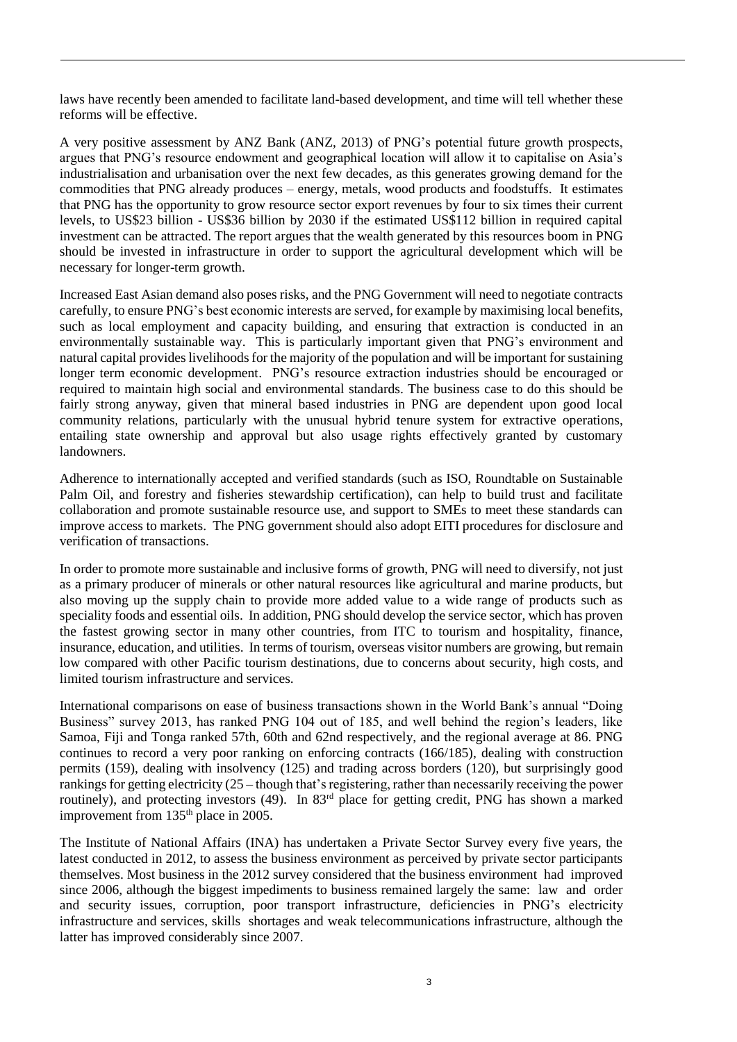laws have recently been amended to facilitate land-based development, and time will tell whether these reforms will be effective.

A very positive assessment by ANZ Bank (ANZ, 2013) of PNG's potential future growth prospects, argues that PNG's resource endowment and geographical location will allow it to capitalise on Asia's industrialisation and urbanisation over the next few decades, as this generates growing demand for the commodities that PNG already produces – energy, metals, wood products and foodstuffs. It estimates that PNG has the opportunity to grow resource sector export revenues by four to six times their current levels, to US$23 billion - US$36 billion by 2030 if the estimated US$112 billion in required capital investment can be attracted. The report argues that the wealth generated by this resources boom in PNG should be invested in infrastructure in order to support the agricultural development which will be necessary for longer-term growth.

Increased East Asian demand also poses risks, and the PNG Government will need to negotiate contracts carefully, to ensure PNG's best economic interests are served, for example by maximising local benefits, such as local employment and capacity building, and ensuring that extraction is conducted in an environmentally sustainable way. This is particularly important given that PNG's environment and natural capital provides livelihoods for the majority of the population and will be important for sustaining longer term economic development. PNG's resource extraction industries should be encouraged or required to maintain high social and environmental standards. The business case to do this should be fairly strong anyway, given that mineral based industries in PNG are dependent upon good local community relations, particularly with the unusual hybrid tenure system for extractive operations, entailing state ownership and approval but also usage rights effectively granted by customary landowners.

Adherence to internationally accepted and verified standards (such as ISO, Roundtable on Sustainable Palm Oil, and forestry and fisheries stewardship certification), can help to build trust and facilitate collaboration and promote sustainable resource use, and support to SMEs to meet these standards can improve access to markets. The PNG government should also adopt EITI procedures for disclosure and verification of transactions.

In order to promote more sustainable and inclusive forms of growth, PNG will need to diversify, not just as a primary producer of minerals or other natural resources like agricultural and marine products, but also moving up the supply chain to provide more added value to a wide range of products such as speciality foods and essential oils. In addition, PNG should develop the service sector, which has proven the fastest growing sector in many other countries, from ITC to tourism and hospitality, finance, insurance, education, and utilities. In terms of tourism, overseas visitor numbers are growing, but remain low compared with other Pacific tourism destinations, due to concerns about security, high costs, and limited tourism infrastructure and services.

International comparisons on ease of business transactions shown in the World Bank's annual "Doing Business" survey 2013, has ranked PNG 104 out of 185, and well behind the region's leaders, like Samoa, Fiji and Tonga ranked 57th, 60th and 62nd respectively, and the regional average at 86. PNG continues to record a very poor ranking on enforcing contracts (166/185), dealing with construction permits (159), dealing with insolvency (125) and trading across borders (120), but surprisingly good rankings for getting electricity (25 – though that's registering, rather than necessarily receiving the power routinely), and protecting investors (49). In 83rd place for getting credit, PNG has shown a marked improvement from 135th place in 2005.

The Institute of National Affairs (INA) has undertaken a Private Sector Survey every five years, the latest conducted in 2012, to assess the business environment as perceived by private sector participants themselves. Most business in the 2012 survey considered that the business environment had improved since 2006, although the biggest impediments to business remained largely the same: law and order and security issues, corruption, poor transport infrastructure, deficiencies in PNG's electricity infrastructure and services, skills shortages and weak telecommunications infrastructure, although the latter has improved considerably since 2007.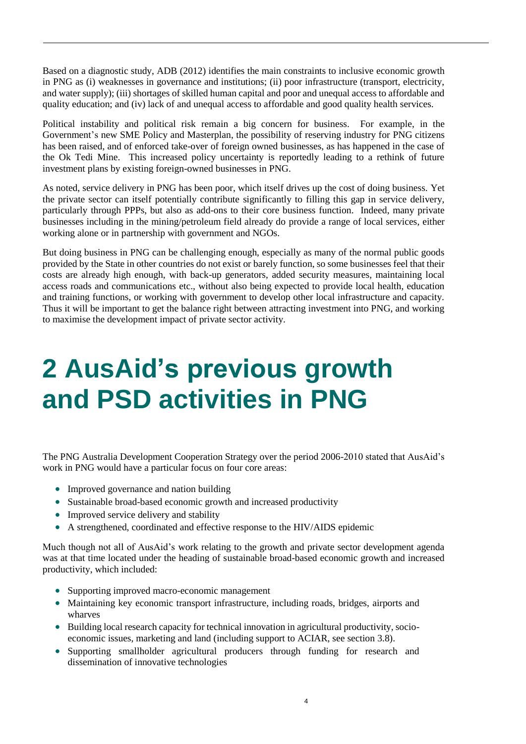Based on a diagnostic study, ADB (2012) identifies the main constraints to inclusive economic growth in PNG as (i) weaknesses in governance and institutions; (ii) poor infrastructure (transport, electricity, and water supply); (iii) shortages of skilled human capital and poor and unequal access to affordable and quality education; and (iv) lack of and unequal access to affordable and good quality health services.

Political instability and political risk remain a big concern for business. For example, in the Government's new SME Policy and Masterplan, the possibility of reserving industry for PNG citizens has been raised, and of enforced take-over of foreign owned businesses, as has happened in the case of the Ok Tedi Mine. This increased policy uncertainty is reportedly leading to a rethink of future investment plans by existing foreign-owned businesses in PNG.

As noted, service delivery in PNG has been poor, which itself drives up the cost of doing business. Yet the private sector can itself potentially contribute significantly to filling this gap in service delivery, particularly through PPPs, but also as add-ons to their core business function. Indeed, many private businesses including in the mining/petroleum field already do provide a range of local services, either working alone or in partnership with government and NGOs.

But doing business in PNG can be challenging enough, especially as many of the normal public goods provided by the State in other countries do not exist or barely function, so some businesses feel that their costs are already high enough, with back-up generators, added security measures, maintaining local access roads and communications etc., without also being expected to provide local health, education and training functions, or working with government to develop other local infrastructure and capacity. Thus it will be important to get the balance right between attracting investment into PNG, and working to maximise the development impact of private sector activity.

# 2 AusAid's previous growth and PSD activities in PNG

The PNG Australia Development Cooperation Strategy over the period 2006-2010 stated that AusAid's work in PNG would have a particular focus on four core areas:

- Improved governance and nation building
- Sustainable broad-based economic growth and increased productivity
- Improved service delivery and stability
- A strengthened, coordinated and effective response to the HIV/AIDS epidemic

Much though not all of AusAid's work relating to the growth and private sector development agenda was at that time located under the heading of sustainable broad-based economic growth and increased productivity, which included:

- Supporting improved macro-economic management
- Maintaining key economic transport infrastructure, including roads, bridges, airports and wharves
- Building local research capacity for technical innovation in agricultural productivity, socio-economic issues, marketing and land (including support to ACIAR, see section 3.8).
- Supporting smallholder agricultural producers through funding for research and dissemination of innovative technologies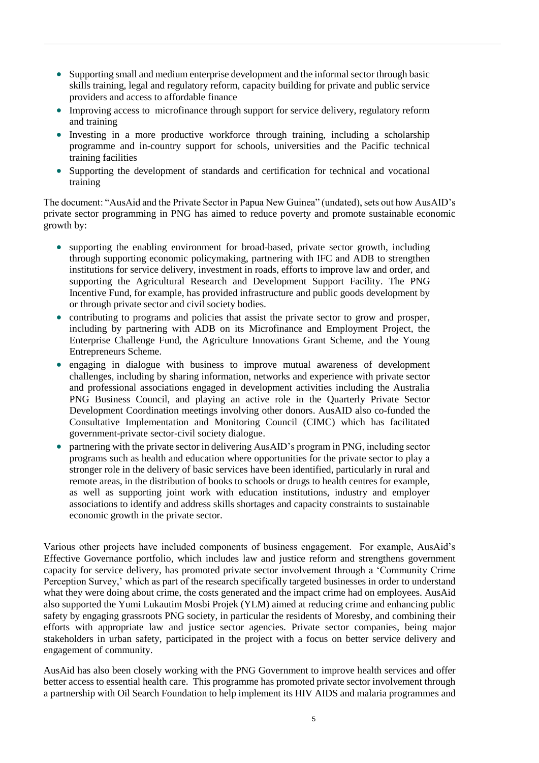- Supporting small and medium enterprise development and the informal sector through basic skills training, legal and regulatory reform, capacity building for private and public service providers and access to affordable finance
- Improving access to microfinance through support for service delivery, regulatory reform and training
- Investing in a more productive workforce through training, including a scholarship programme and in-country support for schools, universities and the Pacific technical training facilities
- Supporting the development of standards and certification for technical and vocational training

The document: "AusAid and the Private Sector in Papua New Guinea" (undated), sets out how AusAID's private sector programming in PNG has aimed to reduce poverty and promote sustainable economic growth by:

- supporting the enabling environment for broad-based, private sector growth, including through supporting economic policymaking, partnering with IFC and ADB to strengthen institutions for service delivery, investment in roads, efforts to improve law and order, and supporting the Agricultural Research and Development Support Facility. The PNG Incentive Fund, for example, has provided infrastructure and public goods development by or through private sector and civil society bodies.
- contributing to programs and policies that assist the private sector to grow and prosper, including by partnering with ADB on its Microfinance and Employment Project, the Enterprise Challenge Fund, the Agriculture Innovations Grant Scheme, and the Young Entrepreneurs Scheme.
- engaging in dialogue with business to improve mutual awareness of development challenges, including by sharing information, networks and experience with private sector and professional associations engaged in development activities including the Australia PNG Business Council, and playing an active role in the Quarterly Private Sector Development Coordination meetings involving other donors. AusAID also co-funded the Consultative Implementation and Monitoring Council (CIMC) which has facilitated government-private sector-civil society dialogue.
- partnering with the private sector in delivering AusAID's program in PNG, including sector programs such as health and education where opportunities for the private sector to play a stronger role in the delivery of basic services have been identified, particularly in rural and remote areas, in the distribution of books to schools or drugs to health centres for example, as well as supporting joint work with education institutions, industry and employer associations to identify and address skills shortages and capacity constraints to sustainable economic growth in the private sector.

Various other projects have included components of business engagement. For example, AusAid's Effective Governance portfolio, which includes law and justice reform and strengthens government capacity for service delivery, has promoted private sector involvement through a 'Community Crime Perception Survey,' which as part of the research specifically targeted businesses in order to understand what they were doing about crime, the costs generated and the impact crime had on employees. AusAid also supported the Yumi Lukautim Mosbi Projek (YLM) aimed at reducing crime and enhancing public safety by engaging grassroots PNG society, in particular the residents of Moresby, and combining their efforts with appropriate law and justice sector agencies. Private sector companies, being major stakeholders in urban safety, participated in the project with a focus on better service delivery and engagement of community.

AusAid has also been closely working with the PNG Government to improve health services and offer better access to essential health care. This programme has promoted private sector involvement through a partnership with Oil Search Foundation to help implement its HIV AIDS and malaria programmes and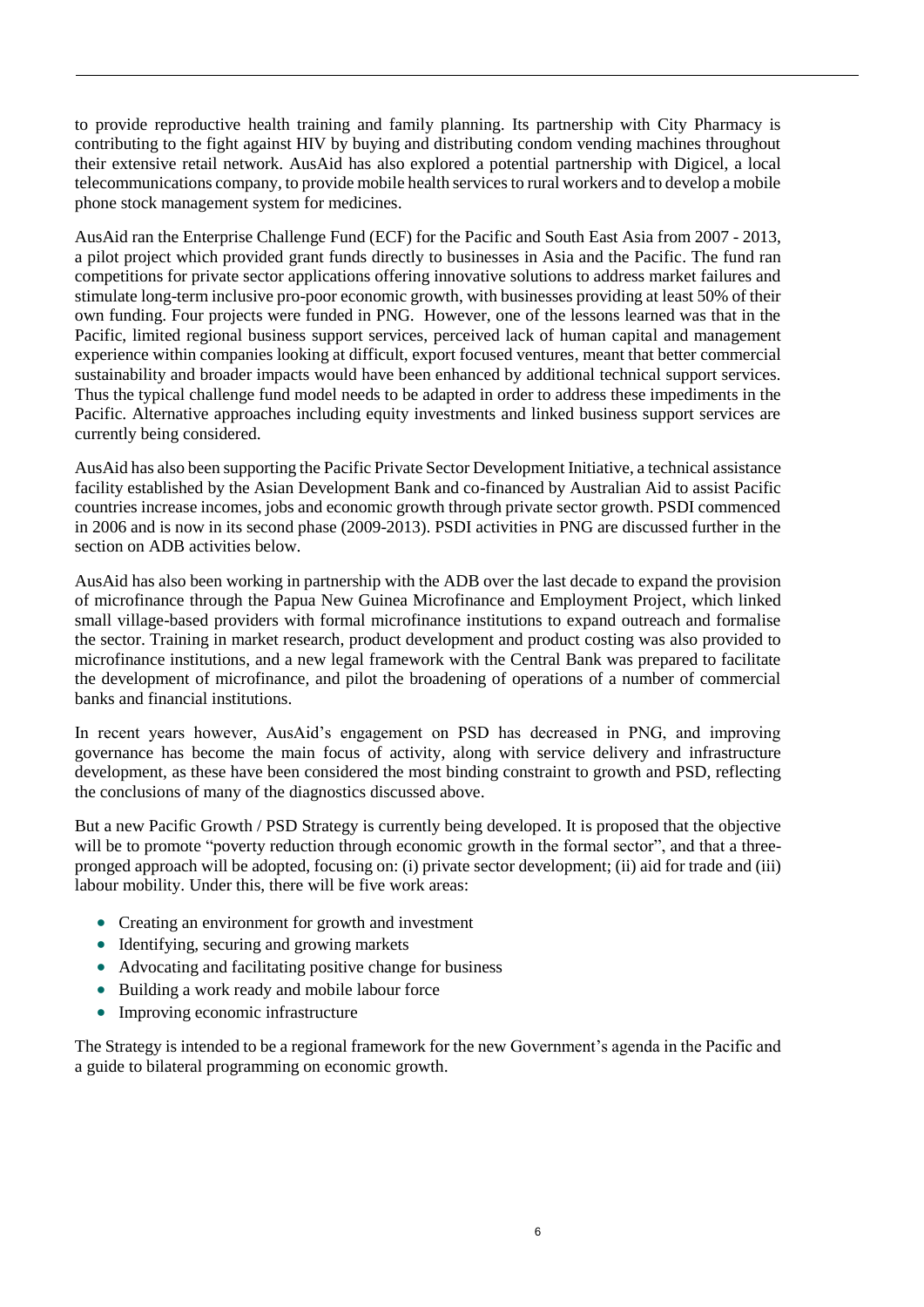to provide reproductive health training and family planning. Its partnership with City Pharmacy is contributing to the fight against HIV by buying and distributing condom vending machines throughout their extensive retail network. AusAid has also explored a potential partnership with Digicel, a local telecommunications company, to provide mobile health services to rural workers and to develop a mobile phone stock management system for medicines.

AusAid ran the Enterprise Challenge Fund (ECF) for the Pacific and South East Asia from 2007 - 2013, a pilot project which provided grant funds directly to businesses in Asia and the Pacific. The fund ran competitions for private sector applications offering innovative solutions to address market failures and stimulate long-term inclusive pro-poor economic growth, with businesses providing at least 50% of their own funding. Four projects were funded in PNG. However, one of the lessons learned was that in the Pacific, limited regional business support services, perceived lack of human capital and management experience within companies looking at difficult, export focused ventures, meant that better commercial sustainability and broader impacts would have been enhanced by additional technical support services. Thus the typical challenge fund model needs to be adapted in order to address these impediments in the Pacific. Alternative approaches including equity investments and linked business support services are currently being considered.

AusAid has also been supporting the Pacific Private Sector Development Initiative, a technical assistance facility established by the Asian Development Bank and co-financed by Australian Aid to assist Pacific countries increase incomes, jobs and economic growth through private sector growth. PSDI commenced in 2006 and is now in its second phase (2009-2013). PSDI activities in PNG are discussed further in the section on ADB activities below.

AusAid has also been working in partnership with the ADB over the last decade to expand the provision of microfinance through the Papua New Guinea Microfinance and Employment Project, which linked small village-based providers with formal microfinance institutions to expand outreach and formalise the sector. Training in market research, product development and product costing was also provided to microfinance institutions, and a new legal framework with the Central Bank was prepared to facilitate the development of microfinance, and pilot the broadening of operations of a number of commercial banks and financial institutions.

In recent years however, AusAid's engagement on PSD has decreased in PNG, and improving governance has become the main focus of activity, along with service delivery and infrastructure development, as these have been considered the most binding constraint to growth and PSD, reflecting the conclusions of many of the diagnostics discussed above.

But a new Pacific Growth / PSD Strategy is currently being developed. It is proposed that the objective will be to promote "poverty reduction through economic growth in the formal sector", and that a three-pronged approach will be adopted, focusing on: (i) private sector development; (ii) aid for trade and (iii) labour mobility. Under this, there will be five work areas:

- Creating an environment for growth and investment
- Identifying, securing and growing markets
- Advocating and facilitating positive change for business
- Building a work ready and mobile labour force
- Improving economic infrastructure

The Strategy is intended to be a regional framework for the new Government's agenda in the Pacific and a guide to bilateral programming on economic growth.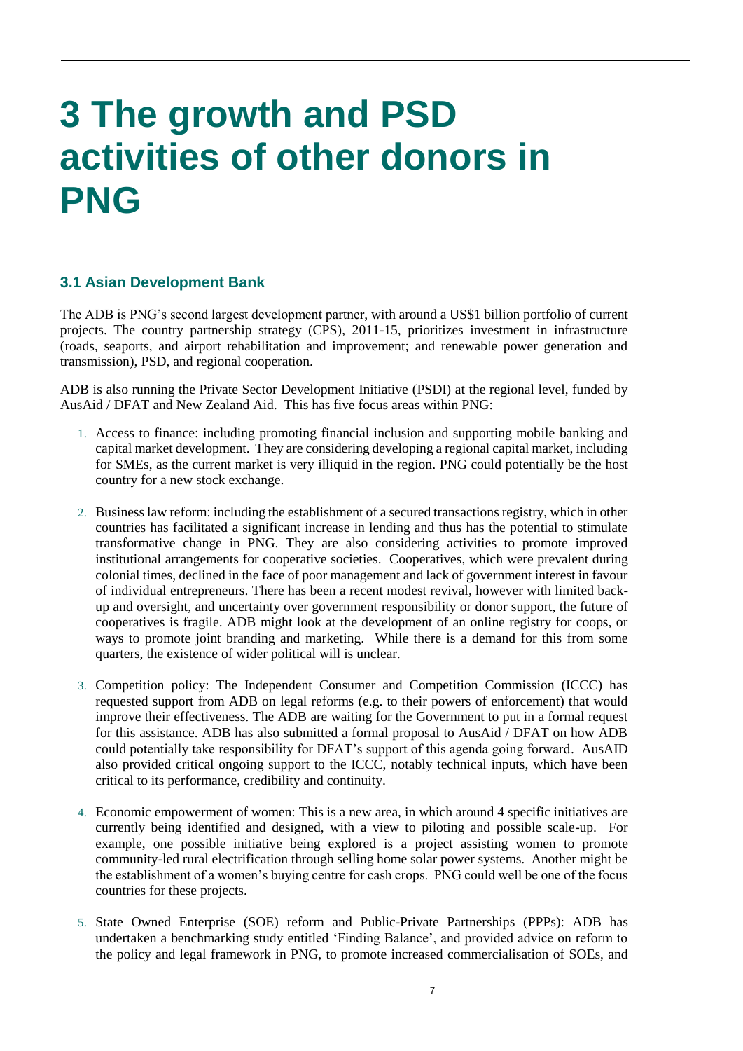# 3 The growth and PSD activities of other donors in PNG

## 3.1 Asian Development Bank

The ADB is PNG's second largest development partner, with around a US$1 billion portfolio of current projects. The country partnership strategy (CPS), 2011-15, prioritizes investment in infrastructure (roads, seaports, and airport rehabilitation and improvement; and renewable power generation and transmission), PSD, and regional cooperation.

ADB is also running the Private Sector Development Initiative (PSDI) at the regional level, funded by AusAid / DFAT and New Zealand Aid. This has five focus areas within PNG:

1. Access to finance: including promoting financial inclusion and supporting mobile banking and capital market development. They are considering developing a regional capital market, including for SMEs, as the current market is very illiquid in the region. PNG could potentially be the host country for a new stock exchange.

2. Business law reform: including the establishment of a secured transactions registry, which in other countries has facilitated a significant increase in lending and thus has the potential to stimulate transformative change in PNG. They are also considering activities to promote improved institutional arrangements for cooperative societies. Cooperatives, which were prevalent during colonial times, declined in the face of poor management and lack of government interest in favour of individual entrepreneurs. There has been a recent modest revival, however with limited back-up and oversight, and uncertainty over government responsibility or donor support, the future of cooperatives is fragile. ADB might look at the development of an online registry for coops, or ways to promote joint branding and marketing. While there is a demand for this from some quarters, the existence of wider political will is unclear.

3. Competition policy: The Independent Consumer and Competition Commission (ICCC) has requested support from ADB on legal reforms (e.g. to their powers of enforcement) that would improve their effectiveness. The ADB are waiting for the Government to put in a formal request for this assistance. ADB has also submitted a formal proposal to AusAid / DFAT on how ADB could potentially take responsibility for DFAT's support of this agenda going forward. AusAID also provided critical ongoing support to the ICCC, notably technical inputs, which have been critical to its performance, credibility and continuity.

4. Economic empowerment of women: This is a new area, in which around 4 specific initiatives are currently being identified and designed, with a view to piloting and possible scale-up. For example, one possible initiative being explored is a project assisting women to promote community-led rural electrification through selling home solar power systems. Another might be the establishment of a women's buying centre for cash crops. PNG could well be one of the focus countries for these projects.

5. State Owned Enterprise (SOE) reform and Public-Private Partnerships (PPPs): ADB has undertaken a benchmarking study entitled 'Finding Balance', and provided advice on reform to the policy and legal framework in PNG, to promote increased commercialisation of SOEs, and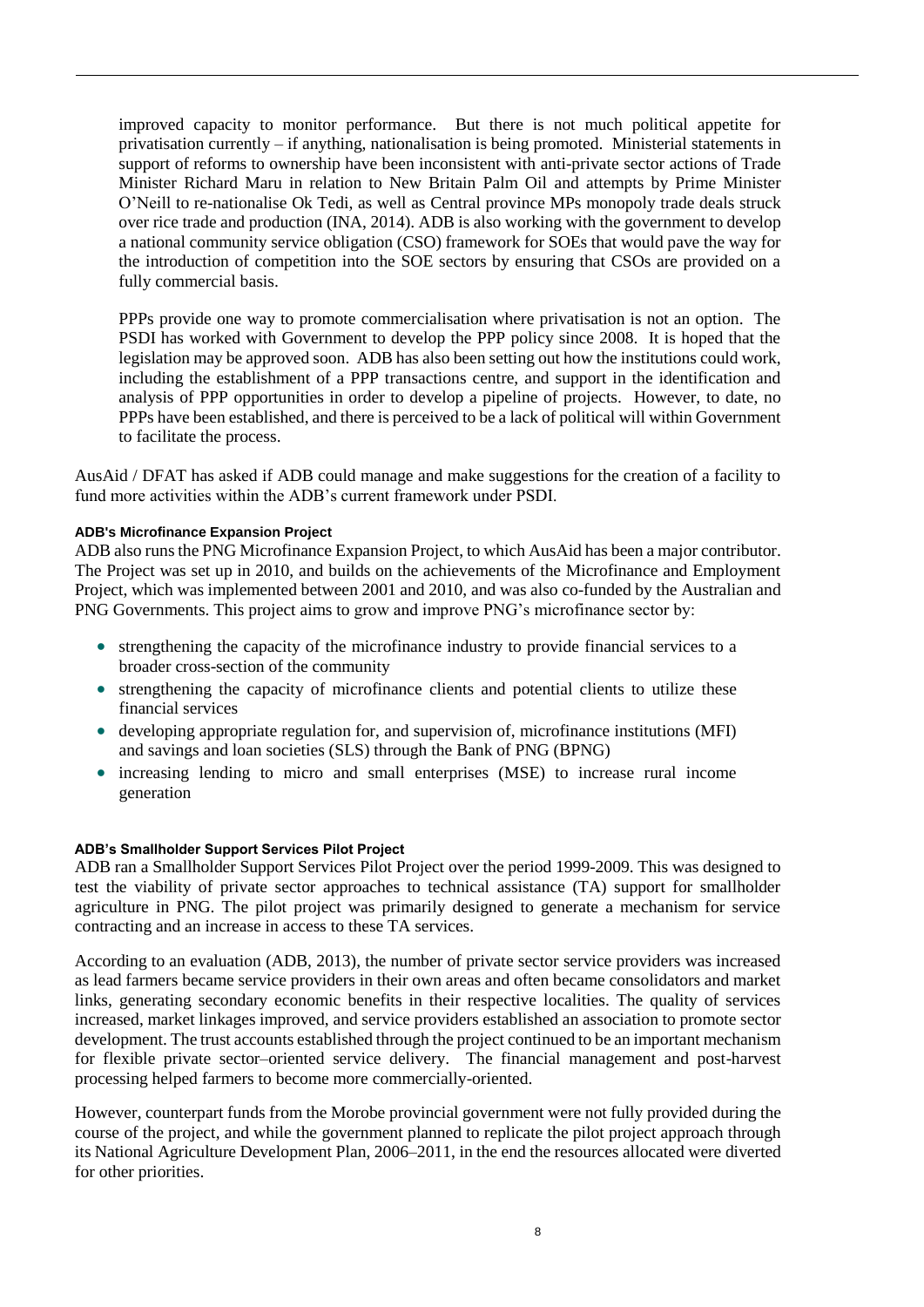improved capacity to monitor performance. But there is not much political appetite for privatisation currently – if anything, nationalisation is being promoted. Ministerial statements in support of reforms to ownership have been inconsistent with anti-private sector actions of Trade Minister Richard Maru in relation to New Britain Palm Oil and attempts by Prime Minister O'Neill to re-nationalise Ok Tedi, as well as Central province MPs monopoly trade deals struck over rice trade and production (INA, 2014). ADB is also working with the government to develop a national community service obligation (CSO) framework for SOEs that would pave the way for the introduction of competition into the SOE sectors by ensuring that CSOs are provided on a fully commercial basis.

PPPs provide one way to promote commercialisation where privatisation is not an option. The PSDI has worked with Government to develop the PPP policy since 2008. It is hoped that the legislation may be approved soon. ADB has also been setting out how the institutions could work, including the establishment of a PPP transactions centre, and support in the identification and analysis of PPP opportunities in order to develop a pipeline of projects. However, to date, no PPPs have been established, and there is perceived to be a lack of political will within Government to facilitate the process.

AusAid / DFAT has asked if ADB could manage and make suggestions for the creation of a facility to fund more activities within the ADB's current framework under PSDI.

#### ADB's Microfinance Expansion Project

ADB also runs the PNG Microfinance Expansion Project, to which AusAid has been a major contributor. The Project was set up in 2010, and builds on the achievements of the Microfinance and Employment Project, which was implemented between 2001 and 2010, and was also co-funded by the Australian and PNG Governments. This project aims to grow and improve PNG's microfinance sector by:

- strengthening the capacity of the microfinance industry to provide financial services to a broader cross-section of the community
- strengthening the capacity of microfinance clients and potential clients to utilize these financial services
- developing appropriate regulation for, and supervision of, microfinance institutions (MFI) and savings and loan societies (SLS) through the Bank of PNG (BPNG)
- increasing lending to micro and small enterprises (MSE) to increase rural income generation

#### ADB's Smallholder Support Services Pilot Project

ADB ran a Smallholder Support Services Pilot Project over the period 1999-2009. This was designed to test the viability of private sector approaches to technical assistance (TA) support for smallholder agriculture in PNG. The pilot project was primarily designed to generate a mechanism for service contracting and an increase in access to these TA services.

According to an evaluation (ADB, 2013), the number of private sector service providers was increased as lead farmers became service providers in their own areas and often became consolidators and market links, generating secondary economic benefits in their respective localities. The quality of services increased, market linkages improved, and service providers established an association to promote sector development. The trust accounts established through the project continued to be an important mechanism for flexible private sector–oriented service delivery. The financial management and post-harvest processing helped farmers to become more commercially-oriented.

However, counterpart funds from the Morobe provincial government were not fully provided during the course of the project, and while the government planned to replicate the pilot project approach through its National Agriculture Development Plan, 2006–2011, in the end the resources allocated were diverted for other priorities.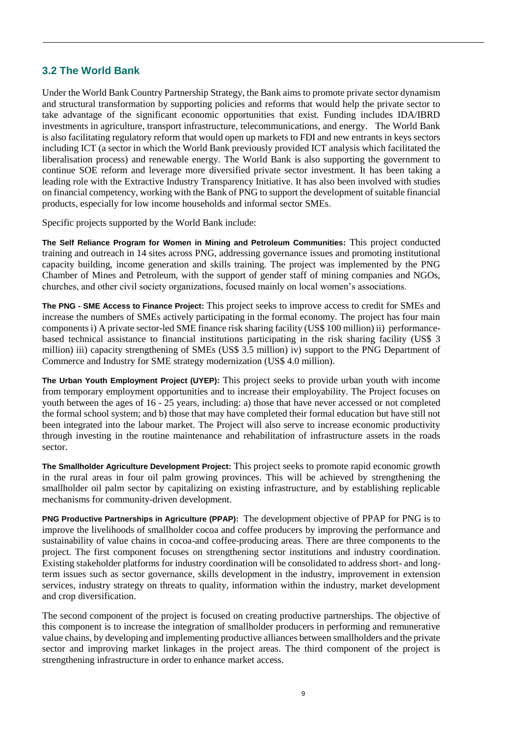## 3.2 The World Bank

Under the World Bank Country Partnership Strategy, the Bank aims to promote private sector dynamism and structural transformation by supporting policies and reforms that would help the private sector to take advantage of the significant economic opportunities that exist. Funding includes IDA/IBRD investments in agriculture, transport infrastructure, telecommunications, and energy. The World Bank is also facilitating regulatory reform that would open up markets to FDI and new entrants in keys sectors including ICT (a sector in which the World Bank previously provided ICT analysis which facilitated the liberalisation process) and renewable energy. The World Bank is also supporting the government to continue SOE reform and leverage more diversified private sector investment. It has been taking a leading role with the Extractive Industry Transparency Initiative. It has also been involved with studies on financial competency, working with the Bank of PNG to support the development of suitable financial products, especially for low income households and informal sector SMEs.

Specific projects supported by the World Bank include:

**The Self Reliance Program for Women in Mining and Petroleum Communities:** This project conducted training and outreach in 14 sites across PNG, addressing governance issues and promoting institutional capacity building, income generation and skills training. The project was implemented by the PNG Chamber of Mines and Petroleum, with the support of gender staff of mining companies and NGOs, churches, and other civil society organizations, focused mainly on local women's associations.

**The PNG - SME Access to Finance Project:** This project seeks to improve access to credit for SMEs and increase the numbers of SMEs actively participating in the formal economy. The project has four main components i) A private sector-led SME finance risk sharing facility (US$ 100 million) ii) performance-based technical assistance to financial institutions participating in the risk sharing facility (US$ 3 million) iii) capacity strengthening of SMEs (US$ 3.5 million) iv) support to the PNG Department of Commerce and Industry for SME strategy modernization (US$ 4.0 million).

**The Urban Youth Employment Project (UYEP):** This project seeks to provide urban youth with income from temporary employment opportunities and to increase their employability. The Project focuses on youth between the ages of 16 - 25 years, including: a) those that have never accessed or not completed the formal school system; and b) those that may have completed their formal education but have still not been integrated into the labour market. The Project will also serve to increase economic productivity through investing in the routine maintenance and rehabilitation of infrastructure assets in the roads sector.

**The Smallholder Agriculture Development Project:** This project seeks to promote rapid economic growth in the rural areas in four oil palm growing provinces. This will be achieved by strengthening the smallholder oil palm sector by capitalizing on existing infrastructure, and by establishing replicable mechanisms for community-driven development.

**PNG Productive Partnerships in Agriculture (PPAP):** The development objective of PPAP for PNG is to improve the livelihoods of smallholder cocoa and coffee producers by improving the performance and sustainability of value chains in cocoa-and coffee-producing areas. There are three components to the project. The first component focuses on strengthening sector institutions and industry coordination. Existing stakeholder platforms for industry coordination will be consolidated to address short- and long-term issues such as sector governance, skills development in the industry, improvement in extension services, industry strategy on threats to quality, information within the industry, market development and crop diversification.

The second component of the project is focused on creating productive partnerships. The objective of this component is to increase the integration of smallholder producers in performing and remunerative value chains, by developing and implementing productive alliances between smallholders and the private sector and improving market linkages in the project areas. The third component of the project is strengthening infrastructure in order to enhance market access.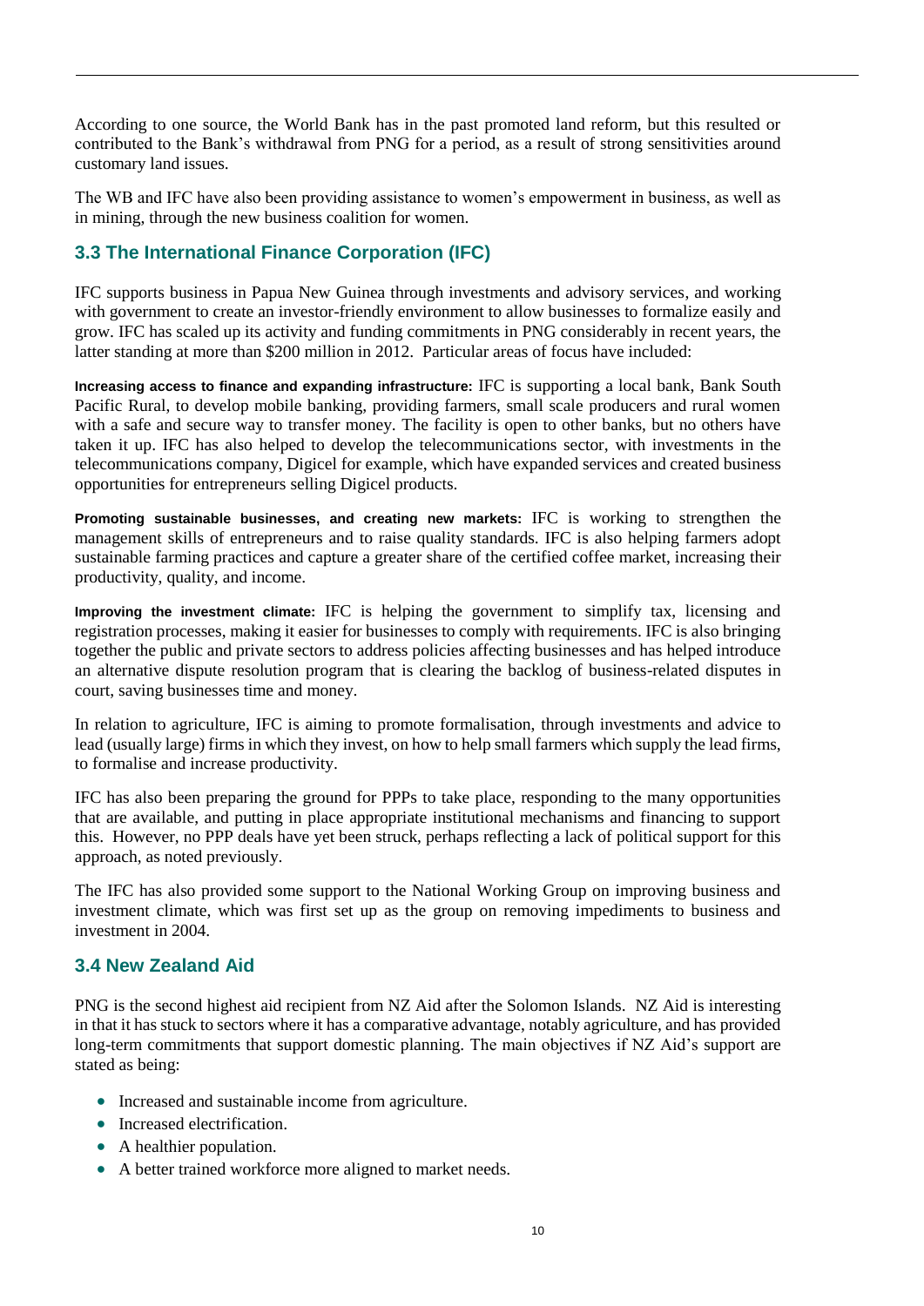According to one source, the World Bank has in the past promoted land reform, but this resulted or contributed to the Bank's withdrawal from PNG for a period, as a result of strong sensitivities around customary land issues.

The WB and IFC have also been providing assistance to women's empowerment in business, as well as in mining, through the new business coalition for women.

## 3.3 The International Finance Corporation (IFC)

IFC supports business in Papua New Guinea through investments and advisory services, and working with government to create an investor-friendly environment to allow businesses to formalize easily and grow. IFC has scaled up its activity and funding commitments in PNG considerably in recent years, the latter standing at more than $200 million in 2012. Particular areas of focus have included:

**Increasing access to finance and expanding infrastructure:** IFC is supporting a local bank, Bank South Pacific Rural, to develop mobile banking, providing farmers, small scale producers and rural women with a safe and secure way to transfer money. The facility is open to other banks, but no others have taken it up. IFC has also helped to develop the telecommunications sector, with investments in the telecommunications company, Digicel for example, which have expanded services and created business opportunities for entrepreneurs selling Digicel products.

**Promoting sustainable businesses, and creating new markets:** IFC is working to strengthen the management skills of entrepreneurs and to raise quality standards. IFC is also helping farmers adopt sustainable farming practices and capture a greater share of the certified coffee market, increasing their productivity, quality, and income.

**Improving the investment climate:** IFC is helping the government to simplify tax, licensing and registration processes, making it easier for businesses to comply with requirements. IFC is also bringing together the public and private sectors to address policies affecting businesses and has helped introduce an alternative dispute resolution program that is clearing the backlog of business-related disputes in court, saving businesses time and money.

In relation to agriculture, IFC is aiming to promote formalisation, through investments and advice to lead (usually large) firms in which they invest, on how to help small farmers which supply the lead firms, to formalise and increase productivity.

IFC has also been preparing the ground for PPPs to take place, responding to the many opportunities that are available, and putting in place appropriate institutional mechanisms and financing to support this. However, no PPP deals have yet been struck, perhaps reflecting a lack of political support for this approach, as noted previously.

The IFC has also provided some support to the National Working Group on improving business and investment climate, which was first set up as the group on removing impediments to business and investment in 2004.

## 3.4 New Zealand Aid

PNG is the second highest aid recipient from NZ Aid after the Solomon Islands. NZ Aid is interesting in that it has stuck to sectors where it has a comparative advantage, notably agriculture, and has provided long-term commitments that support domestic planning. The main objectives if NZ Aid's support are stated as being:

- Increased and sustainable income from agriculture.
- Increased electrification.
- A healthier population.
- A better trained workforce more aligned to market needs.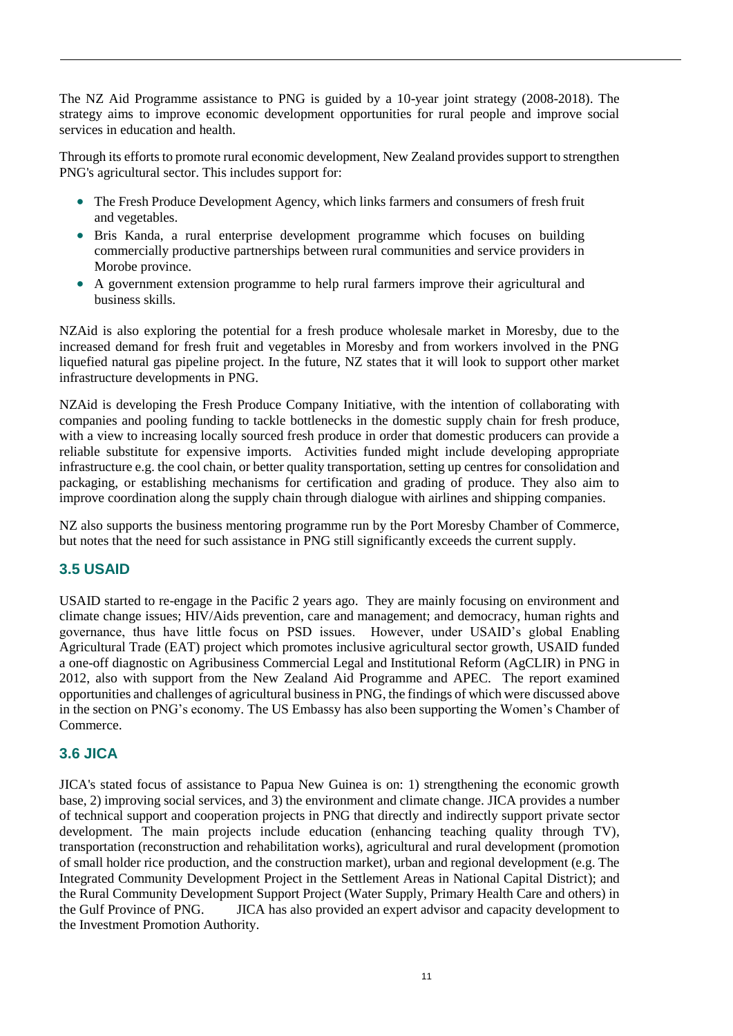The NZ Aid Programme assistance to PNG is guided by a 10-year joint strategy (2008-2018). The strategy aims to improve economic development opportunities for rural people and improve social services in education and health.

Through its efforts to promote rural economic development, New Zealand provides support to strengthen PNG's agricultural sector. This includes support for:

- The Fresh Produce Development Agency, which links farmers and consumers of fresh fruit and vegetables.
- Bris Kanda, a rural enterprise development programme which focuses on building commercially productive partnerships between rural communities and service providers in Morobe province.
- A government extension programme to help rural farmers improve their agricultural and business skills.

NZAid is also exploring the potential for a fresh produce wholesale market in Moresby, due to the increased demand for fresh fruit and vegetables in Moresby and from workers involved in the PNG liquefied natural gas pipeline project. In the future, NZ states that it will look to support other market infrastructure developments in PNG.

NZAid is developing the Fresh Produce Company Initiative, with the intention of collaborating with companies and pooling funding to tackle bottlenecks in the domestic supply chain for fresh produce, with a view to increasing locally sourced fresh produce in order that domestic producers can provide a reliable substitute for expensive imports. Activities funded might include developing appropriate infrastructure e.g. the cool chain, or better quality transportation, setting up centres for consolidation and packaging, or establishing mechanisms for certification and grading of produce. They also aim to improve coordination along the supply chain through dialogue with airlines and shipping companies.

NZ also supports the business mentoring programme run by the Port Moresby Chamber of Commerce, but notes that the need for such assistance in PNG still significantly exceeds the current supply.

## 3.5 USAID

USAID started to re-engage in the Pacific 2 years ago. They are mainly focusing on environment and climate change issues; HIV/Aids prevention, care and management; and democracy, human rights and governance, thus have little focus on PSD issues. However, under USAID's global Enabling Agricultural Trade (EAT) project which promotes inclusive agricultural sector growth, USAID funded a one-off diagnostic on Agribusiness Commercial Legal and Institutional Reform (AgCLIR) in PNG in 2012, also with support from the New Zealand Aid Programme and APEC. The report examined opportunities and challenges of agricultural business in PNG, the findings of which were discussed above in the section on PNG's economy. The US Embassy has also been supporting the Women's Chamber of Commerce.

## 3.6 JICA

JICA's stated focus of assistance to Papua New Guinea is on: 1) strengthening the economic growth base, 2) improving social services, and 3) the environment and climate change. JICA provides a number of technical support and cooperation projects in PNG that directly and indirectly support private sector development. The main projects include education (enhancing teaching quality through TV), transportation (reconstruction and rehabilitation works), agricultural and rural development (promotion of small holder rice production, and the construction market), urban and regional development (e.g. The Integrated Community Development Project in the Settlement Areas in National Capital District); and the Rural Community Development Support Project (Water Supply, Primary Health Care and others) in the Gulf Province of PNG. JICA has also provided an expert advisor and capacity development to the Investment Promotion Authority.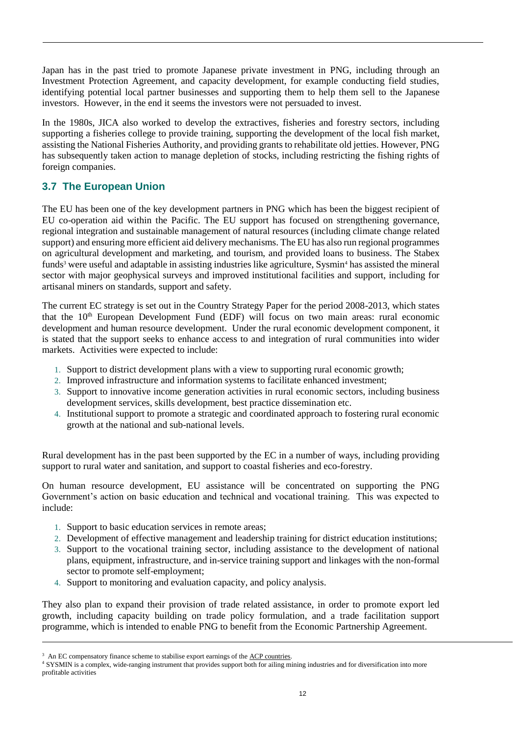Japan has in the past tried to promote Japanese private investment in PNG, including through an Investment Protection Agreement, and capacity development, for example conducting field studies, identifying potential local partner businesses and supporting them to help them sell to the Japanese investors. However, in the end it seems the investors were not persuaded to invest.

In the 1980s, JICA also worked to develop the extractives, fisheries and forestry sectors, including supporting a fisheries college to provide training, supporting the development of the local fish market, assisting the National Fisheries Authority, and providing grants to rehabilitate old jetties. However, PNG has subsequently taken action to manage depletion of stocks, including restricting the fishing rights of foreign companies.

## 3.7 The European Union

The EU has been one of the key development partners in PNG which has been the biggest recipient of EU co-operation aid within the Pacific. The EU support has focused on strengthening governance, regional integration and sustainable management of natural resources (including climate change related support) and ensuring more efficient aid delivery mechanisms. The EU has also run regional programmes on agricultural development and marketing, and tourism, and provided loans to business. The Stabex funds[3] were useful and adaptable in assisting industries like agriculture, Sysmin[4] has assisted the mineral sector with major geophysical surveys and improved institutional facilities and support, including for artisanal miners on standards, support and safety.

The current EC strategy is set out in the Country Strategy Paper for the period 2008-2013, which states that the 10th European Development Fund (EDF) will focus on two main areas: rural economic development and human resource development. Under the rural economic development component, it is stated that the support seeks to enhance access to and integration of rural communities into wider markets. Activities were expected to include:

1. Support to district development plans with a view to supporting rural economic growth;
2. Improved infrastructure and information systems to facilitate enhanced investment;
3. Support to innovative income generation activities in rural economic sectors, including business development services, skills development, best practice dissemination etc.
4. Institutional support to promote a strategic and coordinated approach to fostering rural economic growth at the national and sub-national levels.

Rural development has in the past been supported by the EC in a number of ways, including providing support to rural water and sanitation, and support to coastal fisheries and eco-forestry.

On human resource development, EU assistance will be concentrated on supporting the PNG Government's action on basic education and technical and vocational training. This was expected to include:

1. Support to basic education services in remote areas;
2. Development of effective management and leadership training for district education institutions;
3. Support to the vocational training sector, including assistance to the development of national plans, equipment, infrastructure, and in-service training support and linkages with the non-formal sector to promote self-employment;
4. Support to monitoring and evaluation capacity, and policy analysis.

They also plan to expand their provision of trade related assistance, in order to promote export led growth, including capacity building on trade policy formulation, and a trade facilitation support programme, which is intended to enable PNG to benefit from the Economic Partnership Agreement.

---

[3] An EC compensatory finance scheme to stabilise export earnings of the ACP countries.

[4] SYSMIN is a complex, wide-ranging instrument that provides support both for ailing mining industries and for diversification into more profitable activities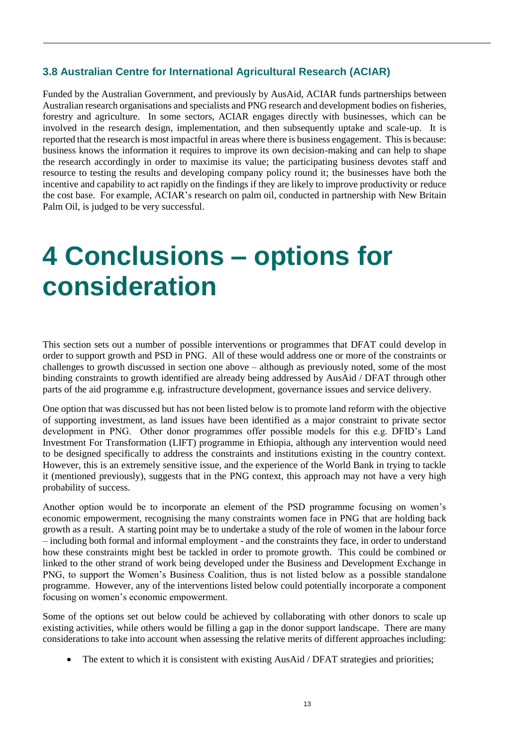### 3.8 Australian Centre for International Agricultural Research (ACIAR)

Funded by the Australian Government, and previously by AusAid, ACIAR funds partnerships between Australian research organisations and specialists and PNG research and development bodies on fisheries, forestry and agriculture. In some sectors, ACIAR engages directly with businesses, which can be involved in the research design, implementation, and then subsequently uptake and scale-up. It is reported that the research is most impactful in areas where there is business engagement. This is because: business knows the information it requires to improve its own decision-making and can help to shape the research accordingly in order to maximise its value; the participating business devotes staff and resource to testing the results and developing company policy round it; the businesses have both the incentive and capability to act rapidly on the findings if they are likely to improve productivity or reduce the cost base. For example, ACIAR's research on palm oil, conducted in partnership with New Britain Palm Oil, is judged to be very successful.

# 4 Conclusions – options for consideration

This section sets out a number of possible interventions or programmes that DFAT could develop in order to support growth and PSD in PNG. All of these would address one or more of the constraints or challenges to growth discussed in section one above – although as previously noted, some of the most binding constraints to growth identified are already being addressed by AusAid / DFAT through other parts of the aid programme e.g. infrastructure development, governance issues and service delivery.

One option that was discussed but has not been listed below is to promote land reform with the objective of supporting investment, as land issues have been identified as a major constraint to private sector development in PNG. Other donor programmes offer possible models for this e.g. DFID's Land Investment For Transformation (LIFT) programme in Ethiopia, although any intervention would need to be designed specifically to address the constraints and institutions existing in the country context. However, this is an extremely sensitive issue, and the experience of the World Bank in trying to tackle it (mentioned previously), suggests that in the PNG context, this approach may not have a very high probability of success.

Another option would be to incorporate an element of the PSD programme focusing on women's economic empowerment, recognising the many constraints women face in PNG that are holding back growth as a result. A starting point may be to undertake a study of the role of women in the labour force – including both formal and informal employment - and the constraints they face, in order to understand how these constraints might best be tackled in order to promote growth. This could be combined or linked to the other strand of work being developed under the Business and Development Exchange in PNG, to support the Women's Business Coalition, thus is not listed below as a possible standalone programme. However, any of the interventions listed below could potentially incorporate a component focusing on women's economic empowerment.

Some of the options set out below could be achieved by collaborating with other donors to scale up existing activities, while others would be filling a gap in the donor support landscape. There are many considerations to take into account when assessing the relative merits of different approaches including:

- The extent to which it is consistent with existing AusAid / DFAT strategies and priorities;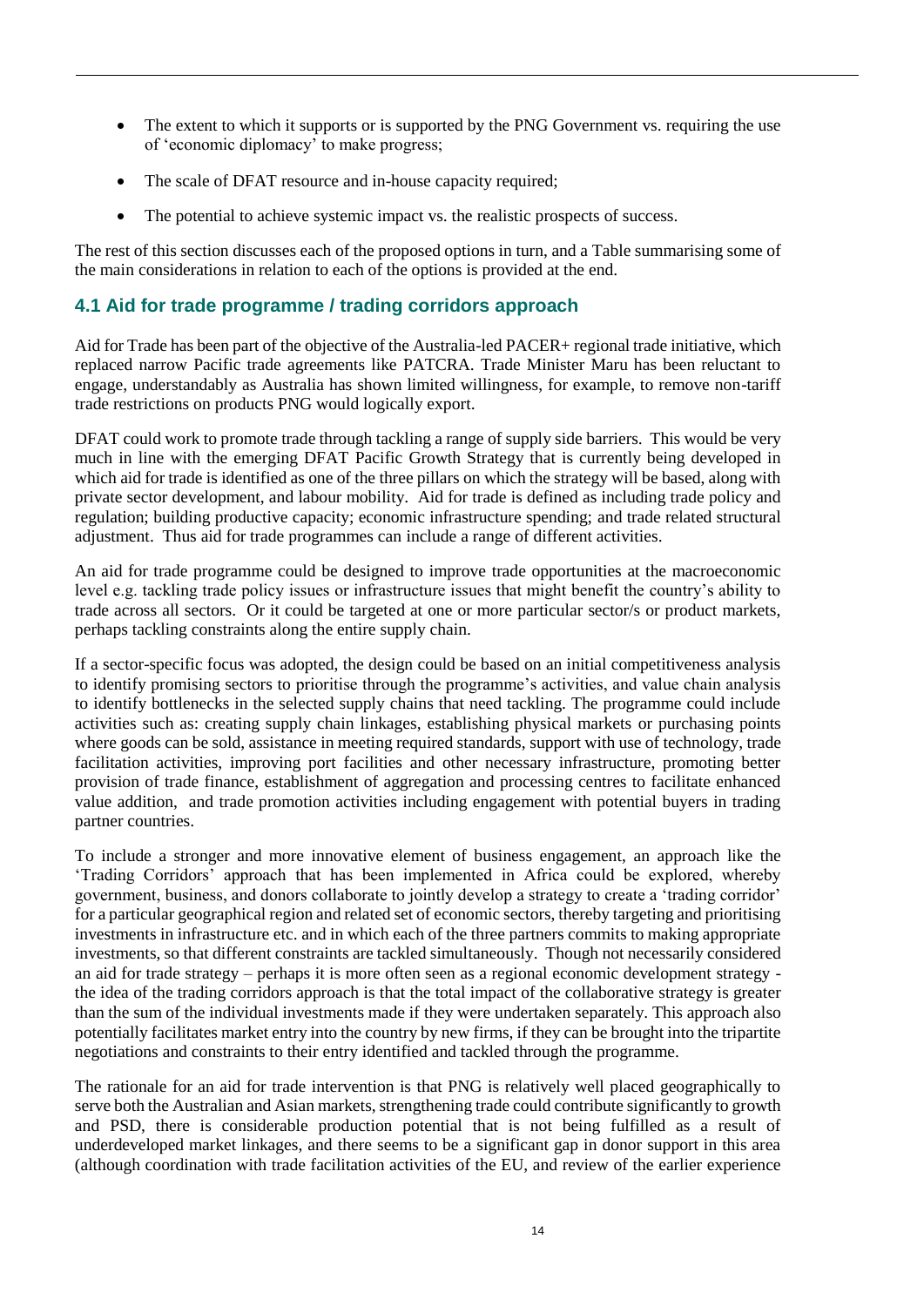- The extent to which it supports or is supported by the PNG Government vs. requiring the use of 'economic diplomacy' to make progress;
- The scale of DFAT resource and in-house capacity required;
- The potential to achieve systemic impact vs. the realistic prospects of success.

The rest of this section discusses each of the proposed options in turn, and a Table summarising some of the main considerations in relation to each of the options is provided at the end.

## 4.1 Aid for trade programme / trading corridors approach

Aid for Trade has been part of the objective of the Australia-led PACER+ regional trade initiative, which replaced narrow Pacific trade agreements like PATCRA. Trade Minister Maru has been reluctant to engage, understandably as Australia has shown limited willingness, for example, to remove non-tariff trade restrictions on products PNG would logically export.

DFAT could work to promote trade through tackling a range of supply side barriers. This would be very much in line with the emerging DFAT Pacific Growth Strategy that is currently being developed in which aid for trade is identified as one of the three pillars on which the strategy will be based, along with private sector development, and labour mobility. Aid for trade is defined as including trade policy and regulation; building productive capacity; economic infrastructure spending; and trade related structural adjustment. Thus aid for trade programmes can include a range of different activities.

An aid for trade programme could be designed to improve trade opportunities at the macroeconomic level e.g. tackling trade policy issues or infrastructure issues that might benefit the country's ability to trade across all sectors. Or it could be targeted at one or more particular sector/s or product markets, perhaps tackling constraints along the entire supply chain.

If a sector-specific focus was adopted, the design could be based on an initial competitiveness analysis to identify promising sectors to prioritise through the programme's activities, and value chain analysis to identify bottlenecks in the selected supply chains that need tackling. The programme could include activities such as: creating supply chain linkages, establishing physical markets or purchasing points where goods can be sold, assistance in meeting required standards, support with use of technology, trade facilitation activities, improving port facilities and other necessary infrastructure, promoting better provision of trade finance, establishment of aggregation and processing centres to facilitate enhanced value addition, and trade promotion activities including engagement with potential buyers in trading partner countries.

To include a stronger and more innovative element of business engagement, an approach like the 'Trading Corridors' approach that has been implemented in Africa could be explored, whereby government, business, and donors collaborate to jointly develop a strategy to create a 'trading corridor' for a particular geographical region and related set of economic sectors, thereby targeting and prioritising investments in infrastructure etc. and in which each of the three partners commits to making appropriate investments, so that different constraints are tackled simultaneously. Though not necessarily considered an aid for trade strategy – perhaps it is more often seen as a regional economic development strategy - the idea of the trading corridors approach is that the total impact of the collaborative strategy is greater than the sum of the individual investments made if they were undertaken separately. This approach also potentially facilitates market entry into the country by new firms, if they can be brought into the tripartite negotiations and constraints to their entry identified and tackled through the programme.

The rationale for an aid for trade intervention is that PNG is relatively well placed geographically to serve both the Australian and Asian markets, strengthening trade could contribute significantly to growth and PSD, there is considerable production potential that is not being fulfilled as a result of underdeveloped market linkages, and there seems to be a significant gap in donor support in this area (although coordination with trade facilitation activities of the EU, and review of the earlier experience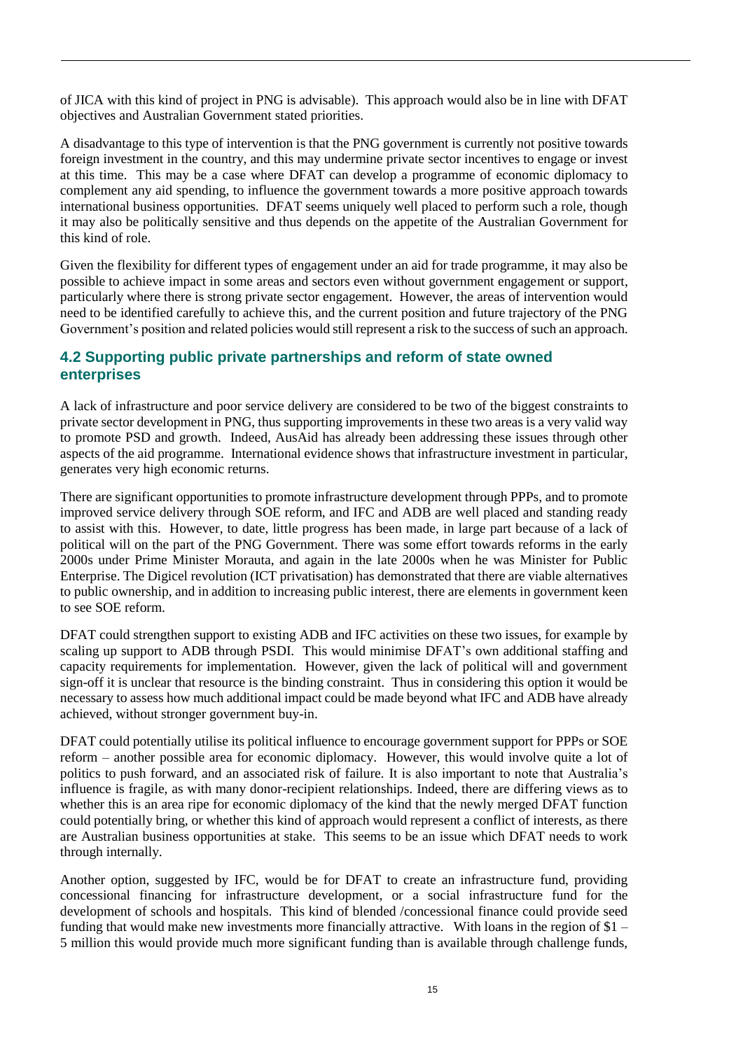of JICA with this kind of project in PNG is advisable). This approach would also be in line with DFAT objectives and Australian Government stated priorities.

A disadvantage to this type of intervention is that the PNG government is currently not positive towards foreign investment in the country, and this may undermine private sector incentives to engage or invest at this time. This may be a case where DFAT can develop a programme of economic diplomacy to complement any aid spending, to influence the government towards a more positive approach towards international business opportunities. DFAT seems uniquely well placed to perform such a role, though it may also be politically sensitive and thus depends on the appetite of the Australian Government for this kind of role.

Given the flexibility for different types of engagement under an aid for trade programme, it may also be possible to achieve impact in some areas and sectors even without government engagement or support, particularly where there is strong private sector engagement. However, the areas of intervention would need to be identified carefully to achieve this, and the current position and future trajectory of the PNG Government's position and related policies would still represent a risk to the success of such an approach.

## 4.2 Supporting public private partnerships and reform of state owned enterprises

A lack of infrastructure and poor service delivery are considered to be two of the biggest constraints to private sector development in PNG, thus supporting improvements in these two areas is a very valid way to promote PSD and growth. Indeed, AusAid has already been addressing these issues through other aspects of the aid programme. International evidence shows that infrastructure investment in particular, generates very high economic returns.

There are significant opportunities to promote infrastructure development through PPPs, and to promote improved service delivery through SOE reform, and IFC and ADB are well placed and standing ready to assist with this. However, to date, little progress has been made, in large part because of a lack of political will on the part of the PNG Government. There was some effort towards reforms in the early 2000s under Prime Minister Morauta, and again in the late 2000s when he was Minister for Public Enterprise. The Digicel revolution (ICT privatisation) has demonstrated that there are viable alternatives to public ownership, and in addition to increasing public interest, there are elements in government keen to see SOE reform.

DFAT could strengthen support to existing ADB and IFC activities on these two issues, for example by scaling up support to ADB through PSDI. This would minimise DFAT's own additional staffing and capacity requirements for implementation. However, given the lack of political will and government sign-off it is unclear that resource is the binding constraint. Thus in considering this option it would be necessary to assess how much additional impact could be made beyond what IFC and ADB have already achieved, without stronger government buy-in.

DFAT could potentially utilise its political influence to encourage government support for PPPs or SOE reform – another possible area for economic diplomacy. However, this would involve quite a lot of politics to push forward, and an associated risk of failure. It is also important to note that Australia's influence is fragile, as with many donor-recipient relationships. Indeed, there are differing views as to whether this is an area ripe for economic diplomacy of the kind that the newly merged DFAT function could potentially bring, or whether this kind of approach would represent a conflict of interests, as there are Australian business opportunities at stake. This seems to be an issue which DFAT needs to work through internally.

Another option, suggested by IFC, would be for DFAT to create an infrastructure fund, providing concessional financing for infrastructure development, or a social infrastructure fund for the development of schools and hospitals. This kind of blended /concessional finance could provide seed funding that would make new investments more financially attractive. With loans in the region of $1 – 5 million this would provide much more significant funding than is available through challenge funds,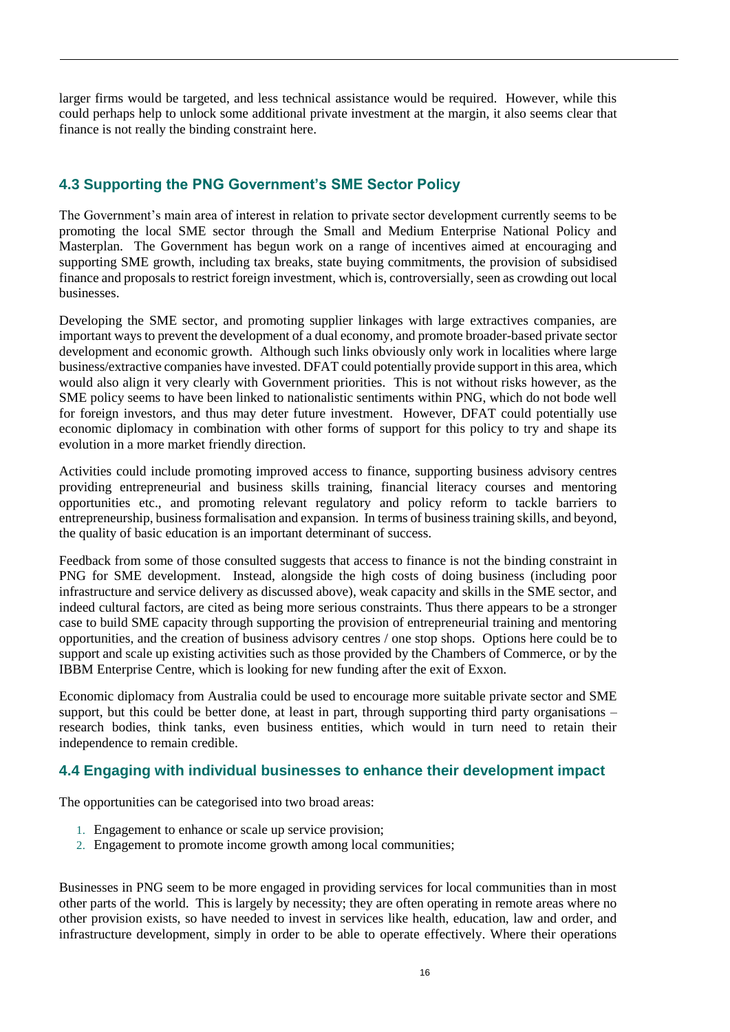larger firms would be targeted, and less technical assistance would be required. However, while this could perhaps help to unlock some additional private investment at the margin, it also seems clear that finance is not really the binding constraint here.

### 4.3 Supporting the PNG Government's SME Sector Policy

The Government's main area of interest in relation to private sector development currently seems to be promoting the local SME sector through the Small and Medium Enterprise National Policy and Masterplan. The Government has begun work on a range of incentives aimed at encouraging and supporting SME growth, including tax breaks, state buying commitments, the provision of subsidised finance and proposals to restrict foreign investment, which is, controversially, seen as crowding out local businesses.

Developing the SME sector, and promoting supplier linkages with large extractives companies, are important ways to prevent the development of a dual economy, and promote broader-based private sector development and economic growth. Although such links obviously only work in localities where large business/extractive companies have invested. DFAT could potentially provide support in this area, which would also align it very clearly with Government priorities. This is not without risks however, as the SME policy seems to have been linked to nationalistic sentiments within PNG, which do not bode well for foreign investors, and thus may deter future investment. However, DFAT could potentially use economic diplomacy in combination with other forms of support for this policy to try and shape its evolution in a more market friendly direction.

Activities could include promoting improved access to finance, supporting business advisory centres providing entrepreneurial and business skills training, financial literacy courses and mentoring opportunities etc., and promoting relevant regulatory and policy reform to tackle barriers to entrepreneurship, business formalisation and expansion. In terms of business training skills, and beyond, the quality of basic education is an important determinant of success.

Feedback from some of those consulted suggests that access to finance is not the binding constraint in PNG for SME development. Instead, alongside the high costs of doing business (including poor infrastructure and service delivery as discussed above), weak capacity and skills in the SME sector, and indeed cultural factors, are cited as being more serious constraints. Thus there appears to be a stronger case to build SME capacity through supporting the provision of entrepreneurial training and mentoring opportunities, and the creation of business advisory centres / one stop shops. Options here could be to support and scale up existing activities such as those provided by the Chambers of Commerce, or by the IBBM Enterprise Centre, which is looking for new funding after the exit of Exxon.

Economic diplomacy from Australia could be used to encourage more suitable private sector and SME support, but this could be better done, at least in part, through supporting third party organisations – research bodies, think tanks, even business entities, which would in turn need to retain their independence to remain credible.

### 4.4 Engaging with individual businesses to enhance their development impact

The opportunities can be categorised into two broad areas:

1. Engagement to enhance or scale up service provision;
2. Engagement to promote income growth among local communities;

Businesses in PNG seem to be more engaged in providing services for local communities than in most other parts of the world. This is largely by necessity; they are often operating in remote areas where no other provision exists, so have needed to invest in services like health, education, law and order, and infrastructure development, simply in order to be able to operate effectively. Where their operations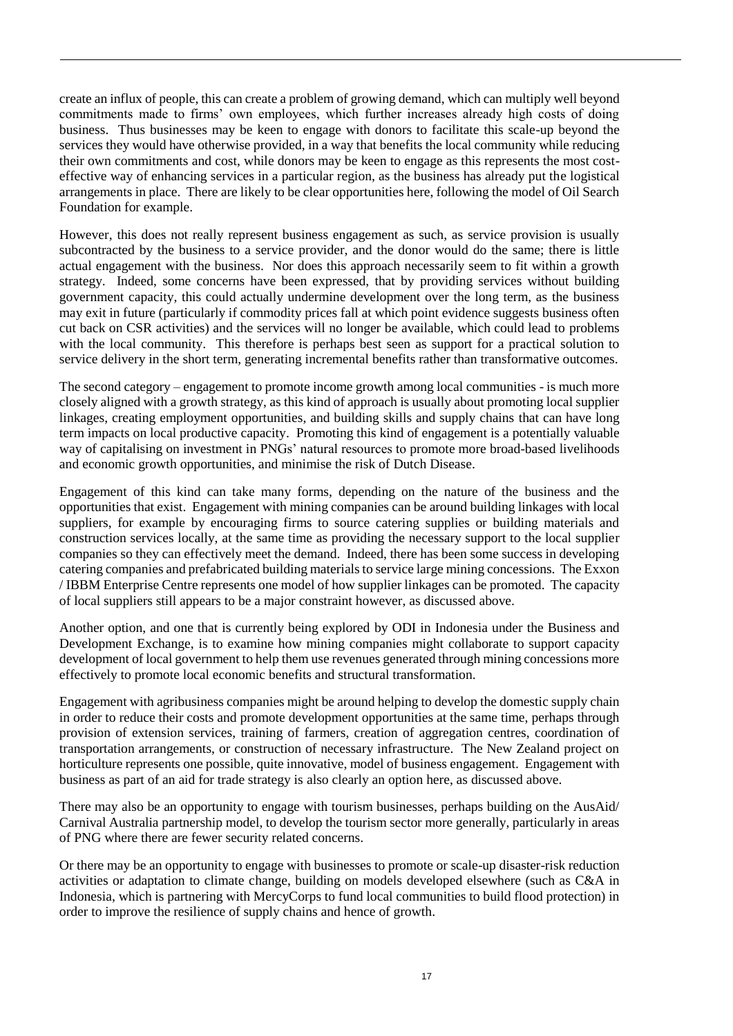create an influx of people, this can create a problem of growing demand, which can multiply well beyond commitments made to firms' own employees, which further increases already high costs of doing business. Thus businesses may be keen to engage with donors to facilitate this scale-up beyond the services they would have otherwise provided, in a way that benefits the local community while reducing their own commitments and cost, while donors may be keen to engage as this represents the most cost-effective way of enhancing services in a particular region, as the business has already put the logistical arrangements in place. There are likely to be clear opportunities here, following the model of Oil Search Foundation for example.

However, this does not really represent business engagement as such, as service provision is usually subcontracted by the business to a service provider, and the donor would do the same; there is little actual engagement with the business. Nor does this approach necessarily seem to fit within a growth strategy. Indeed, some concerns have been expressed, that by providing services without building government capacity, this could actually undermine development over the long term, as the business may exit in future (particularly if commodity prices fall at which point evidence suggests business often cut back on CSR activities) and the services will no longer be available, which could lead to problems with the local community. This therefore is perhaps best seen as support for a practical solution to service delivery in the short term, generating incremental benefits rather than transformative outcomes.

The second category – engagement to promote income growth among local communities - is much more closely aligned with a growth strategy, as this kind of approach is usually about promoting local supplier linkages, creating employment opportunities, and building skills and supply chains that can have long term impacts on local productive capacity. Promoting this kind of engagement is a potentially valuable way of capitalising on investment in PNGs' natural resources to promote more broad-based livelihoods and economic growth opportunities, and minimise the risk of Dutch Disease.

Engagement of this kind can take many forms, depending on the nature of the business and the opportunities that exist. Engagement with mining companies can be around building linkages with local suppliers, for example by encouraging firms to source catering supplies or building materials and construction services locally, at the same time as providing the necessary support to the local supplier companies so they can effectively meet the demand. Indeed, there has been some success in developing catering companies and prefabricated building materials to service large mining concessions. The Exxon / IBBM Enterprise Centre represents one model of how supplier linkages can be promoted. The capacity of local suppliers still appears to be a major constraint however, as discussed above.

Another option, and one that is currently being explored by ODI in Indonesia under the Business and Development Exchange, is to examine how mining companies might collaborate to support capacity development of local government to help them use revenues generated through mining concessions more effectively to promote local economic benefits and structural transformation.

Engagement with agribusiness companies might be around helping to develop the domestic supply chain in order to reduce their costs and promote development opportunities at the same time, perhaps through provision of extension services, training of farmers, creation of aggregation centres, coordination of transportation arrangements, or construction of necessary infrastructure. The New Zealand project on horticulture represents one possible, quite innovative, model of business engagement. Engagement with business as part of an aid for trade strategy is also clearly an option here, as discussed above.

There may also be an opportunity to engage with tourism businesses, perhaps building on the AusAid/ Carnival Australia partnership model, to develop the tourism sector more generally, particularly in areas of PNG where there are fewer security related concerns.

Or there may be an opportunity to engage with businesses to promote or scale-up disaster-risk reduction activities or adaptation to climate change, building on models developed elsewhere (such as C&A in Indonesia, which is partnering with MercyCorps to fund local communities to build flood protection) in order to improve the resilience of supply chains and hence of growth.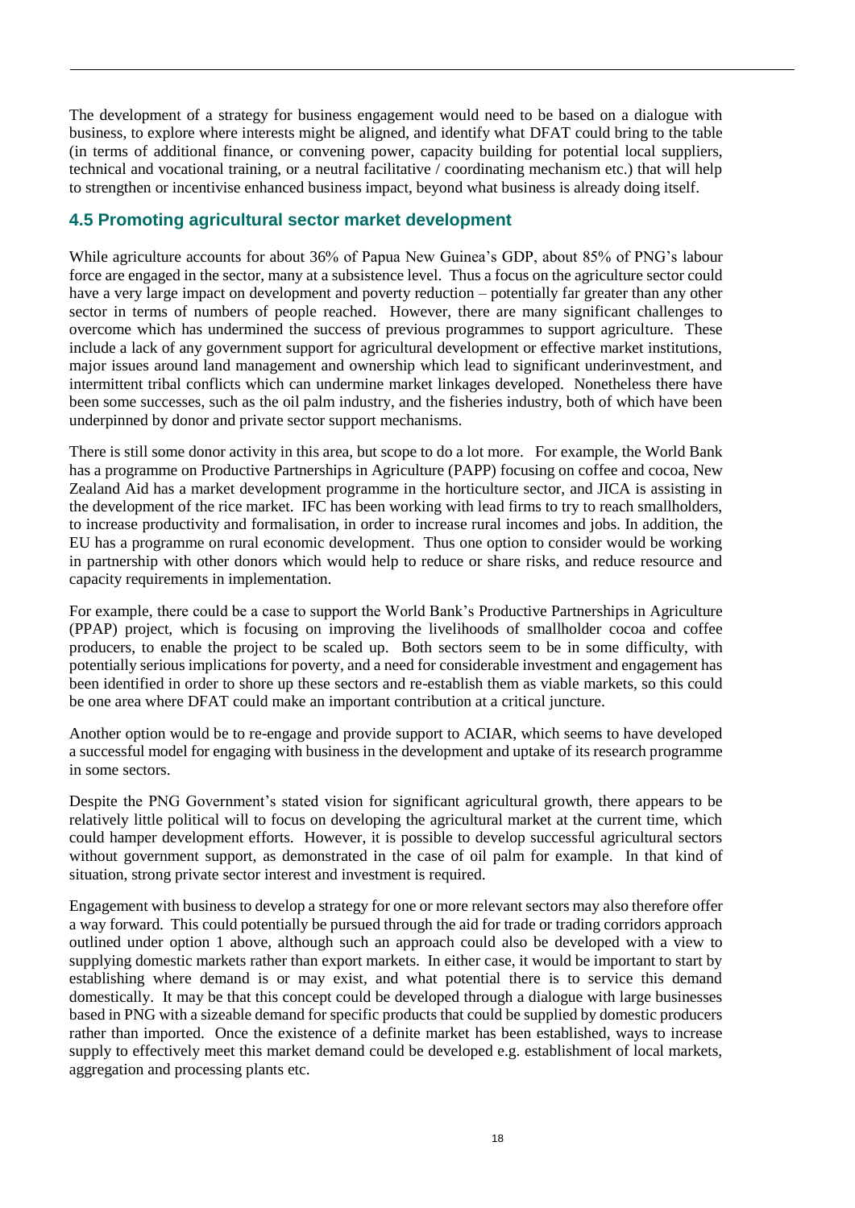The development of a strategy for business engagement would need to be based on a dialogue with business, to explore where interests might be aligned, and identify what DFAT could bring to the table (in terms of additional finance, or convening power, capacity building for potential local suppliers, technical and vocational training, or a neutral facilitative / coordinating mechanism etc.) that will help to strengthen or incentivise enhanced business impact, beyond what business is already doing itself.

## 4.5 Promoting agricultural sector market development

While agriculture accounts for about 36% of Papua New Guinea's GDP, about 85% of PNG's labour force are engaged in the sector, many at a subsistence level. Thus a focus on the agriculture sector could have a very large impact on development and poverty reduction – potentially far greater than any other sector in terms of numbers of people reached. However, there are many significant challenges to overcome which has undermined the success of previous programmes to support agriculture. These include a lack of any government support for agricultural development or effective market institutions, major issues around land management and ownership which lead to significant underinvestment, and intermittent tribal conflicts which can undermine market linkages developed. Nonetheless there have been some successes, such as the oil palm industry, and the fisheries industry, both of which have been underpinned by donor and private sector support mechanisms.

There is still some donor activity in this area, but scope to do a lot more. For example, the World Bank has a programme on Productive Partnerships in Agriculture (PAPP) focusing on coffee and cocoa, New Zealand Aid has a market development programme in the horticulture sector, and JICA is assisting in the development of the rice market. IFC has been working with lead firms to try to reach smallholders, to increase productivity and formalisation, in order to increase rural incomes and jobs. In addition, the EU has a programme on rural economic development. Thus one option to consider would be working in partnership with other donors which would help to reduce or share risks, and reduce resource and capacity requirements in implementation.

For example, there could be a case to support the World Bank's Productive Partnerships in Agriculture (PPAP) project, which is focusing on improving the livelihoods of smallholder cocoa and coffee producers, to enable the project to be scaled up. Both sectors seem to be in some difficulty, with potentially serious implications for poverty, and a need for considerable investment and engagement has been identified in order to shore up these sectors and re-establish them as viable markets, so this could be one area where DFAT could make an important contribution at a critical juncture.

Another option would be to re-engage and provide support to ACIAR, which seems to have developed a successful model for engaging with business in the development and uptake of its research programme in some sectors.

Despite the PNG Government's stated vision for significant agricultural growth, there appears to be relatively little political will to focus on developing the agricultural market at the current time, which could hamper development efforts. However, it is possible to develop successful agricultural sectors without government support, as demonstrated in the case of oil palm for example. In that kind of situation, strong private sector interest and investment is required.

Engagement with business to develop a strategy for one or more relevant sectors may also therefore offer a way forward. This could potentially be pursued through the aid for trade or trading corridors approach outlined under option 1 above, although such an approach could also be developed with a view to supplying domestic markets rather than export markets. In either case, it would be important to start by establishing where demand is or may exist, and what potential there is to service this demand domestically. It may be that this concept could be developed through a dialogue with large businesses based in PNG with a sizeable demand for specific products that could be supplied by domestic producers rather than imported. Once the existence of a definite market has been established, ways to increase supply to effectively meet this market demand could be developed e.g. establishment of local markets, aggregation and processing plants etc.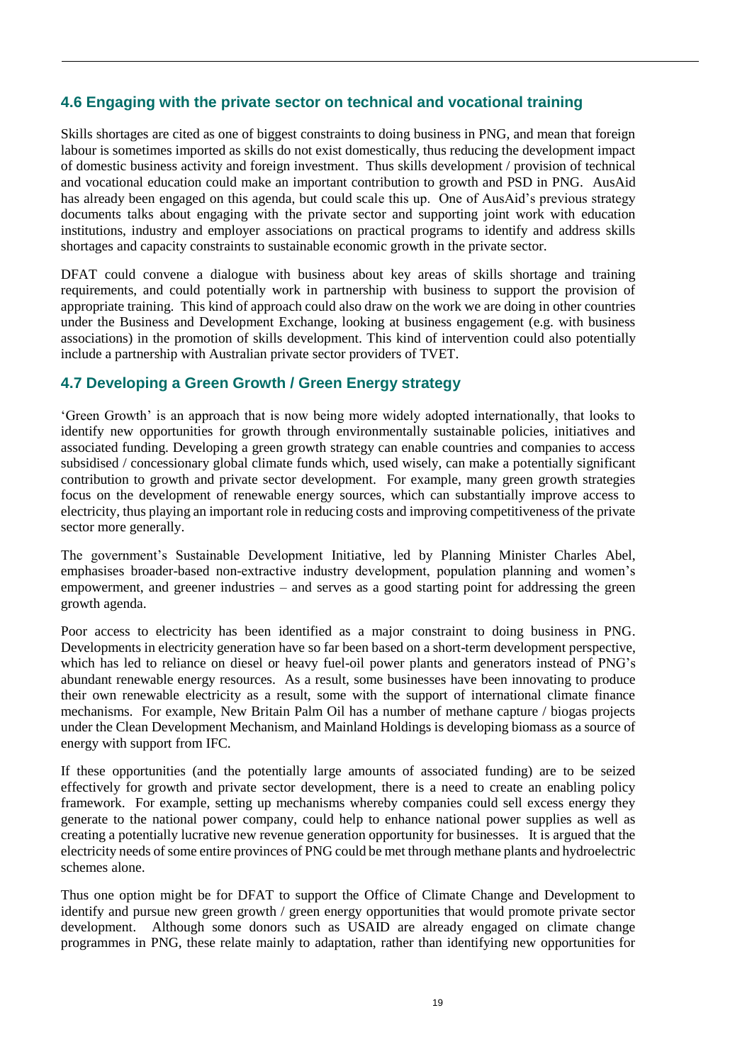## 4.6 Engaging with the private sector on technical and vocational training

Skills shortages are cited as one of biggest constraints to doing business in PNG, and mean that foreign labour is sometimes imported as skills do not exist domestically, thus reducing the development impact of domestic business activity and foreign investment. Thus skills development / provision of technical and vocational education could make an important contribution to growth and PSD in PNG. AusAid has already been engaged on this agenda, but could scale this up. One of AusAid's previous strategy documents talks about engaging with the private sector and supporting joint work with education institutions, industry and employer associations on practical programs to identify and address skills shortages and capacity constraints to sustainable economic growth in the private sector.

DFAT could convene a dialogue with business about key areas of skills shortage and training requirements, and could potentially work in partnership with business to support the provision of appropriate training. This kind of approach could also draw on the work we are doing in other countries under the Business and Development Exchange, looking at business engagement (e.g. with business associations) in the promotion of skills development. This kind of intervention could also potentially include a partnership with Australian private sector providers of TVET.

## 4.7 Developing a Green Growth / Green Energy strategy

'Green Growth' is an approach that is now being more widely adopted internationally, that looks to identify new opportunities for growth through environmentally sustainable policies, initiatives and associated funding. Developing a green growth strategy can enable countries and companies to access subsidised / concessionary global climate funds which, used wisely, can make a potentially significant contribution to growth and private sector development. For example, many green growth strategies focus on the development of renewable energy sources, which can substantially improve access to electricity, thus playing an important role in reducing costs and improving competitiveness of the private sector more generally.

The government's Sustainable Development Initiative, led by Planning Minister Charles Abel, emphasises broader-based non-extractive industry development, population planning and women's empowerment, and greener industries – and serves as a good starting point for addressing the green growth agenda.

Poor access to electricity has been identified as a major constraint to doing business in PNG. Developments in electricity generation have so far been based on a short-term development perspective, which has led to reliance on diesel or heavy fuel-oil power plants and generators instead of PNG's abundant renewable energy resources. As a result, some businesses have been innovating to produce their own renewable electricity as a result, some with the support of international climate finance mechanisms. For example, New Britain Palm Oil has a number of methane capture / biogas projects under the Clean Development Mechanism, and Mainland Holdings is developing biomass as a source of energy with support from IFC.

If these opportunities (and the potentially large amounts of associated funding) are to be seized effectively for growth and private sector development, there is a need to create an enabling policy framework. For example, setting up mechanisms whereby companies could sell excess energy they generate to the national power company, could help to enhance national power supplies as well as creating a potentially lucrative new revenue generation opportunity for businesses. It is argued that the electricity needs of some entire provinces of PNG could be met through methane plants and hydroelectric schemes alone.

Thus one option might be for DFAT to support the Office of Climate Change and Development to identify and pursue new green growth / green energy opportunities that would promote private sector development. Although some donors such as USAID are already engaged on climate change programmes in PNG, these relate mainly to adaptation, rather than identifying new opportunities for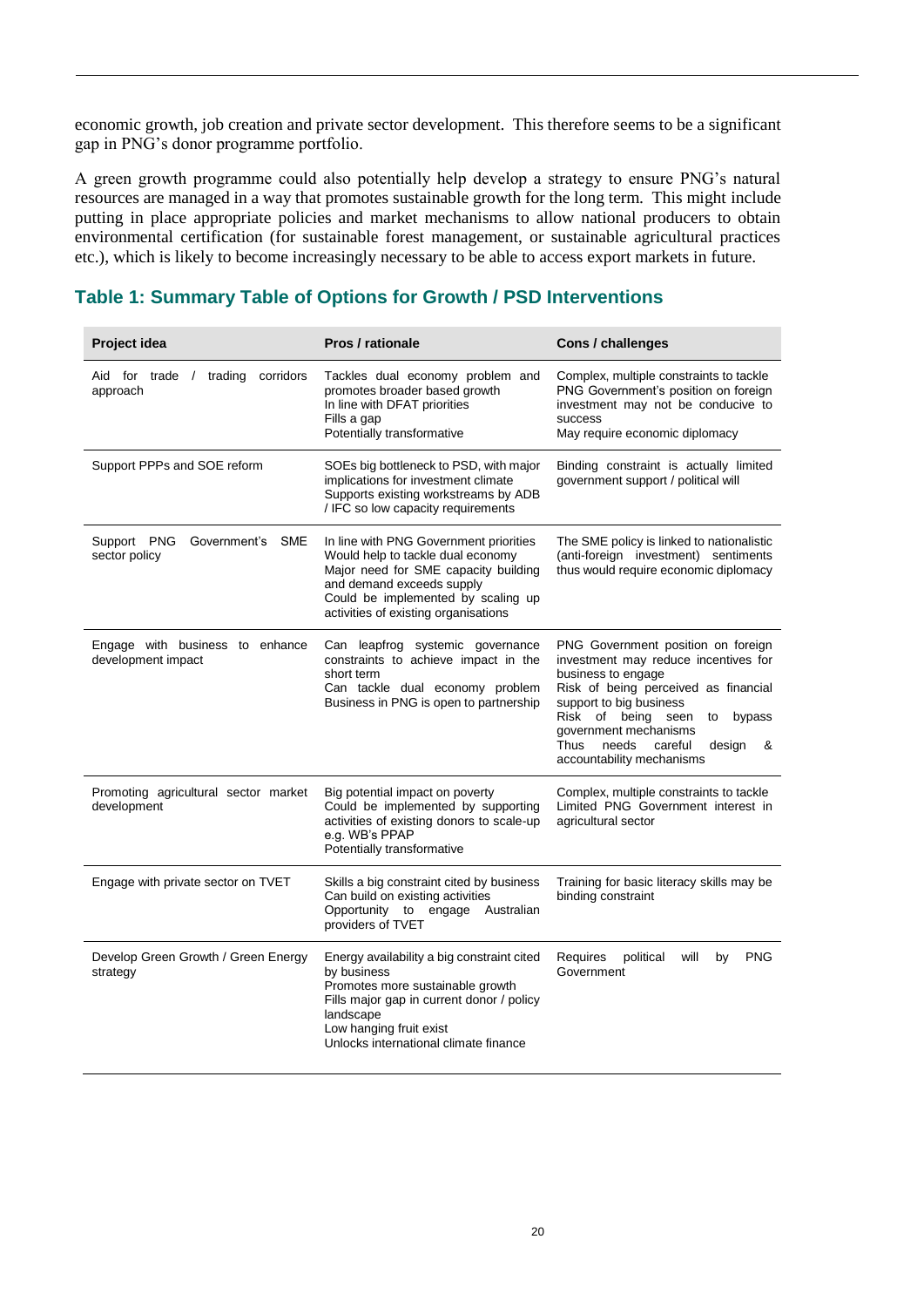economic growth, job creation and private sector development. This therefore seems to be a significant gap in PNG's donor programme portfolio.

A green growth programme could also potentially help develop a strategy to ensure PNG's natural resources are managed in a way that promotes sustainable growth for the long term. This might include putting in place appropriate policies and market mechanisms to allow national producers to obtain environmental certification (for sustainable forest management, or sustainable agricultural practices etc.), which is likely to become increasingly necessary to be able to access export markets in future.

## Table 1: Summary Table of Options for Growth / PSD Interventions

| Project idea | Pros / rationale | Cons / challenges |
|---|---|---|
| Aid for trade / trading corridors approach | Tackles dual economy problem and promotes broader based growth<br>In line with DFAT priorities<br>Fills a gap<br>Potentially transformative | Complex, multiple constraints to tackle<br>PNG Government's position on foreign investment may not be conducive to success<br>May require economic diplomacy |
| Support PPPs and SOE reform | SOEs big bottleneck to PSD, with major implications for investment climate<br>Supports existing workstreams by ADB / IFC so low capacity requirements | Binding constraint is actually limited government support / political will |
| Support PNG Government's SME sector policy | In line with PNG Government priorities<br>Would help to tackle dual economy<br>Major need for SME capacity building and demand exceeds supply<br>Could be implemented by scaling up activities of existing organisations | The SME policy is linked to nationalistic (anti-foreign investment) sentiments thus would require economic diplomacy |
| Engage with business to enhance development impact | Can leapfrog systemic governance constraints to achieve impact in the short term<br>Can tackle dual economy problem<br>Business in PNG is open to partnership | PNG Government position on foreign investment may reduce incentives for business to engage<br>Risk of being perceived as financial support to big business<br>Risk of being seen to bypass government mechanisms<br>Thus needs careful design & accountability mechanisms |
| Promoting agricultural sector market development | Big potential impact on poverty<br>Could be implemented by supporting activities of existing donors to scale-up e.g. WB's PPAP<br>Potentially transformative | Complex, multiple constraints to tackle<br>Limited PNG Government interest in agricultural sector |
| Engage with private sector on TVET | Skills a big constraint cited by business<br>Can build on existing activities<br>Opportunity to engage Australian providers of TVET | Training for basic literacy skills may be binding constraint |
| Develop Green Growth / Green Energy strategy | Energy availability a big constraint cited by business<br>Promotes more sustainable growth<br>Fills major gap in current donor / policy landscape<br>Low hanging fruit exist<br>Unlocks international climate finance | Requires political will by PNG Government |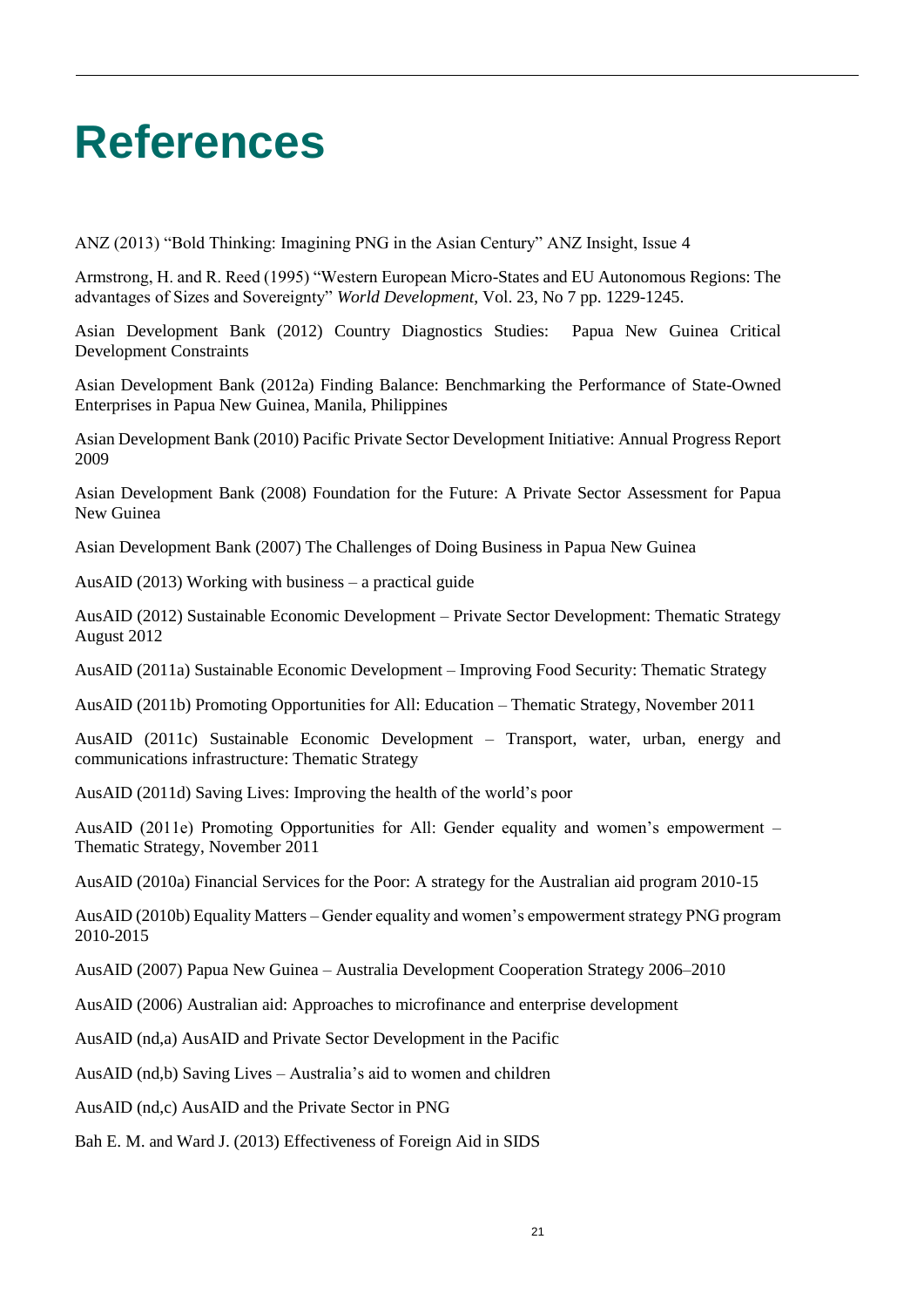# References

ANZ (2013) “Bold Thinking: Imagining PNG in the Asian Century” ANZ Insight, Issue 4

Armstrong, H. and R. Reed (1995) “Western European Micro-States and EU Autonomous Regions: The advantages of Sizes and Sovereignty” *World Development*, Vol. 23, No 7 pp. 1229-1245.

Asian Development Bank (2012) Country Diagnostics Studies: Papua New Guinea Critical Development Constraints

Asian Development Bank (2012a) Finding Balance: Benchmarking the Performance of State-Owned Enterprises in Papua New Guinea, Manila, Philippines

Asian Development Bank (2010) Pacific Private Sector Development Initiative: Annual Progress Report 2009

Asian Development Bank (2008) Foundation for the Future: A Private Sector Assessment for Papua New Guinea

Asian Development Bank (2007) The Challenges of Doing Business in Papua New Guinea

AusAID (2013) Working with business – a practical guide

AusAID (2012) Sustainable Economic Development – Private Sector Development: Thematic Strategy August 2012

AusAID (2011a) Sustainable Economic Development – Improving Food Security: Thematic Strategy

AusAID (2011b) Promoting Opportunities for All: Education – Thematic Strategy, November 2011

AusAID (2011c) Sustainable Economic Development – Transport, water, urban, energy and communications infrastructure: Thematic Strategy

AusAID (2011d) Saving Lives: Improving the health of the world’s poor

AusAID (2011e) Promoting Opportunities for All: Gender equality and women’s empowerment – Thematic Strategy, November 2011

AusAID (2010a) Financial Services for the Poor: A strategy for the Australian aid program 2010-15

AusAID (2010b) Equality Matters – Gender equality and women’s empowerment strategy PNG program 2010-2015

AusAID (2007) Papua New Guinea – Australia Development Cooperation Strategy 2006–2010

AusAID (2006) Australian aid: Approaches to microfinance and enterprise development

AusAID (nd,a) AusAID and Private Sector Development in the Pacific

AusAID (nd,b) Saving Lives – Australia’s aid to women and children

AusAID (nd,c) AusAID and the Private Sector in PNG

Bah E. M. and Ward J. (2013) Effectiveness of Foreign Aid in SIDS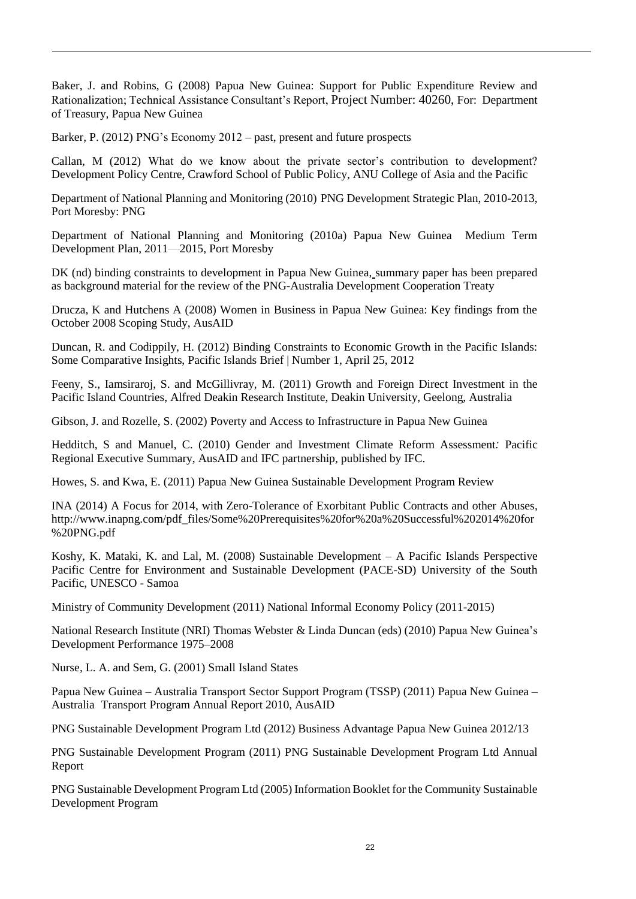Baker, J. and Robins, G (2008) Papua New Guinea: Support for Public Expenditure Review and Rationalization; Technical Assistance Consultant's Report, Project Number: 40260, For: Department of Treasury, Papua New Guinea

Barker, P. (2012) PNG's Economy 2012 – past, present and future prospects

Callan, M (2012) What do we know about the private sector's contribution to development? Development Policy Centre, Crawford School of Public Policy, ANU College of Asia and the Pacific

Department of National Planning and Monitoring (2010) PNG Development Strategic Plan, 2010-2013, Port Moresby: PNG

Department of National Planning and Monitoring (2010a) Papua New Guinea Medium Term Development Plan, 2011—2015, Port Moresby

DK (nd) binding constraints to development in Papua New Guinea, summary paper has been prepared as background material for the review of the PNG-Australia Development Cooperation Treaty

Drucza, K and Hutchens A (2008) Women in Business in Papua New Guinea: Key findings from the October 2008 Scoping Study, AusAID

Duncan, R. and Codippily, H. (2012) Binding Constraints to Economic Growth in the Pacific Islands: Some Comparative Insights, Pacific Islands Brief | Number 1, April 25, 2012

Feeny, S., Iamsiraroj, S. and McGillivray, M. (2011) Growth and Foreign Direct Investment in the Pacific Island Countries, Alfred Deakin Research Institute, Deakin University, Geelong, Australia

Gibson, J. and Rozelle, S. (2002) Poverty and Access to Infrastructure in Papua New Guinea

Hedditch, S and Manuel, C. (2010) Gender and Investment Climate Reform Assessment: Pacific Regional Executive Summary, AusAID and IFC partnership, published by IFC.

Howes, S. and Kwa, E. (2011) Papua New Guinea Sustainable Development Program Review

INA (2014) A Focus for 2014, with Zero-Tolerance of Exorbitant Public Contracts and other Abuses, http://www.inapng.com/pdf_files/Some%20Prerequisites%20for%20a%20Successful%202014%20for%20PNG.pdf

Koshy, K. Mataki, K. and Lal, M. (2008) Sustainable Development – A Pacific Islands Perspective Pacific Centre for Environment and Sustainable Development (PACE-SD) University of the South Pacific, UNESCO - Samoa

Ministry of Community Development (2011) National Informal Economy Policy (2011-2015)

National Research Institute (NRI) Thomas Webster & Linda Duncan (eds) (2010) Papua New Guinea's Development Performance 1975–2008

Nurse, L. A. and Sem, G. (2001) Small Island States

Papua New Guinea – Australia Transport Sector Support Program (TSSP) (2011) Papua New Guinea – Australia Transport Program Annual Report 2010, AusAID

PNG Sustainable Development Program Ltd (2012) Business Advantage Papua New Guinea 2012/13

PNG Sustainable Development Program (2011) PNG Sustainable Development Program Ltd Annual Report

PNG Sustainable Development Program Ltd (2005) Information Booklet for the Community Sustainable Development Program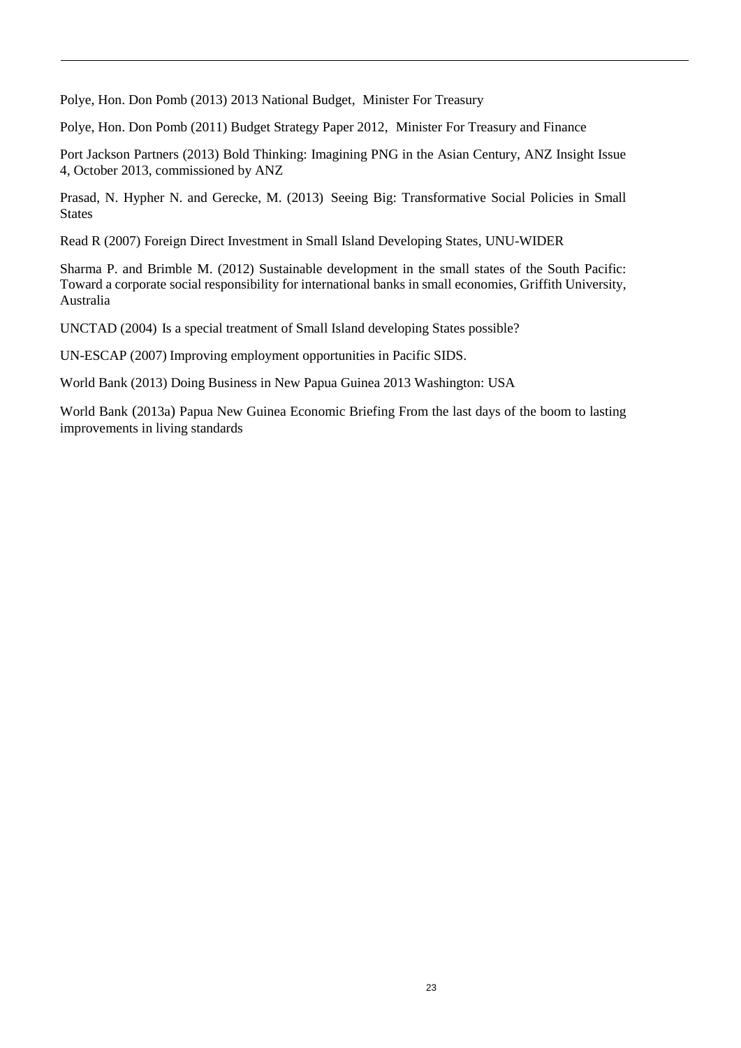Polye, Hon. Don Pomb (2013) 2013 National Budget, Minister For Treasury

Polye, Hon. Don Pomb (2011) Budget Strategy Paper 2012, Minister For Treasury and Finance

Port Jackson Partners (2013) Bold Thinking: Imagining PNG in the Asian Century, ANZ Insight Issue 4, October 2013, commissioned by ANZ

Prasad, N. Hypher N. and Gerecke, M. (2013) Seeing Big: Transformative Social Policies in Small States

Read R (2007) Foreign Direct Investment in Small Island Developing States, UNU-WIDER

Sharma P. and Brimble M. (2012) Sustainable development in the small states of the South Pacific: Toward a corporate social responsibility for international banks in small economies, Griffith University, Australia

UNCTAD (2004) Is a special treatment of Small Island developing States possible?

UN-ESCAP (2007) Improving employment opportunities in Pacific SIDS.

World Bank (2013) Doing Business in New Papua Guinea 2013 Washington: USA

World Bank (2013a) Papua New Guinea Economic Briefing From the last days of the boom to lasting improvements in living standards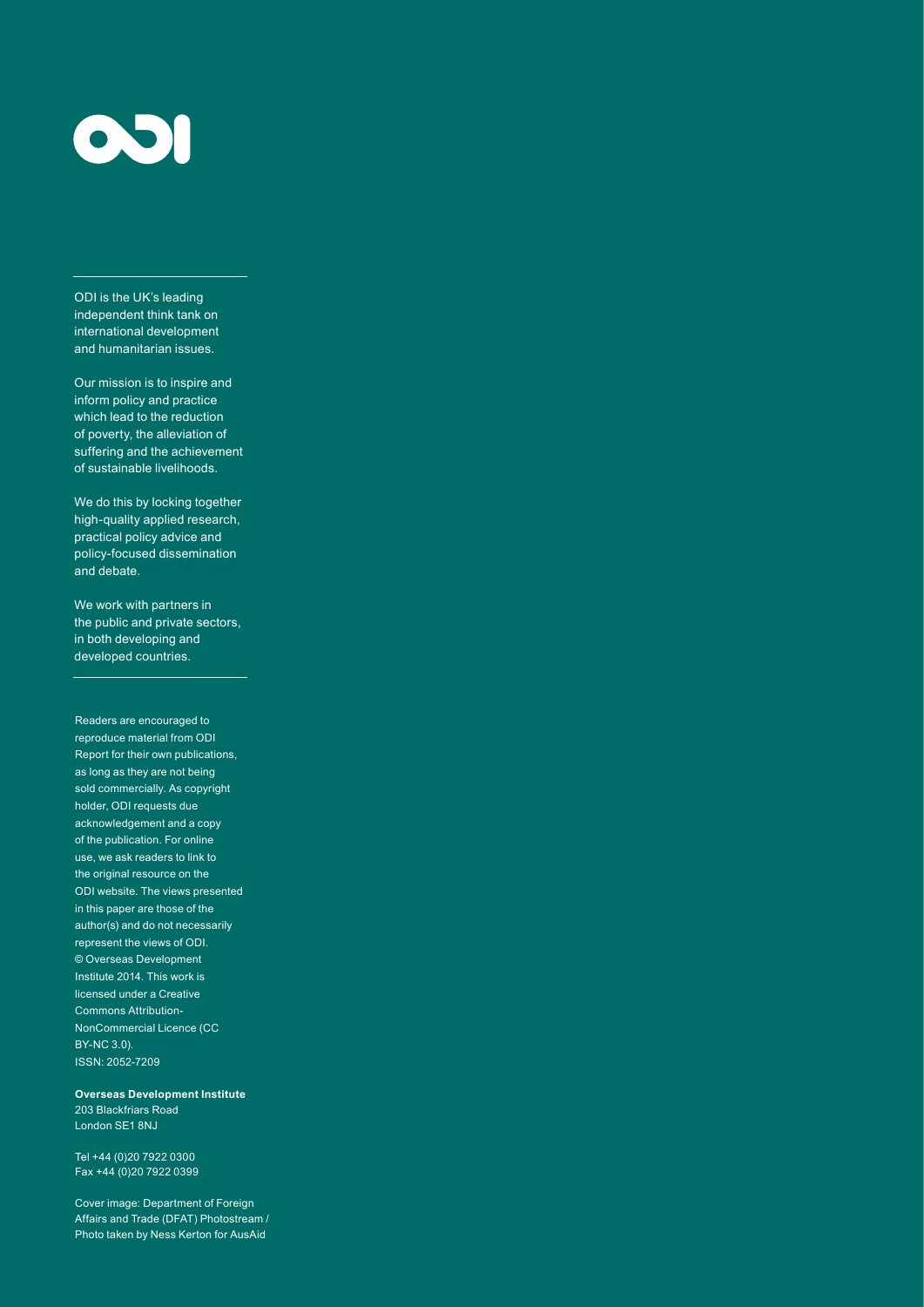ODI is the UK's leading independent think tank on international development and humanitarian issues.

Our mission is to inspire and inform policy and practice which lead to the reduction of poverty, the alleviation of suffering and the achievement of sustainable livelihoods.

We do this by locking together high-quality applied research, practical policy advice and policy-focused dissemination and debate.

We work with partners in the public and private sectors, in both developing and developed countries.

Readers are encouraged to reproduce material from ODI Report for their own publications, as long as they are not being sold commercially. As copyright holder, ODI requests due acknowledgement and a copy of the publication. For online use, we ask readers to link to the original resource on the ODI website. The views presented in this paper are those of the author(s) and do not necessarily represent the views of ODI.
© Overseas Development Institute 2014. This work is licensed under a Creative Commons Attribution-NonCommercial Licence (CC BY-NC 3.0).
ISSN: 2052-7209

**Overseas Development Institute**
203 Blackfriars Road
London SE1 8NJ

Tel +44 (0)20 7922 0300
Fax +44 (0)20 7922 0399

Cover image: Department of Foreign Affairs and Trade (DFAT) Photostream / Photo taken by Ness Kerton for AusAid